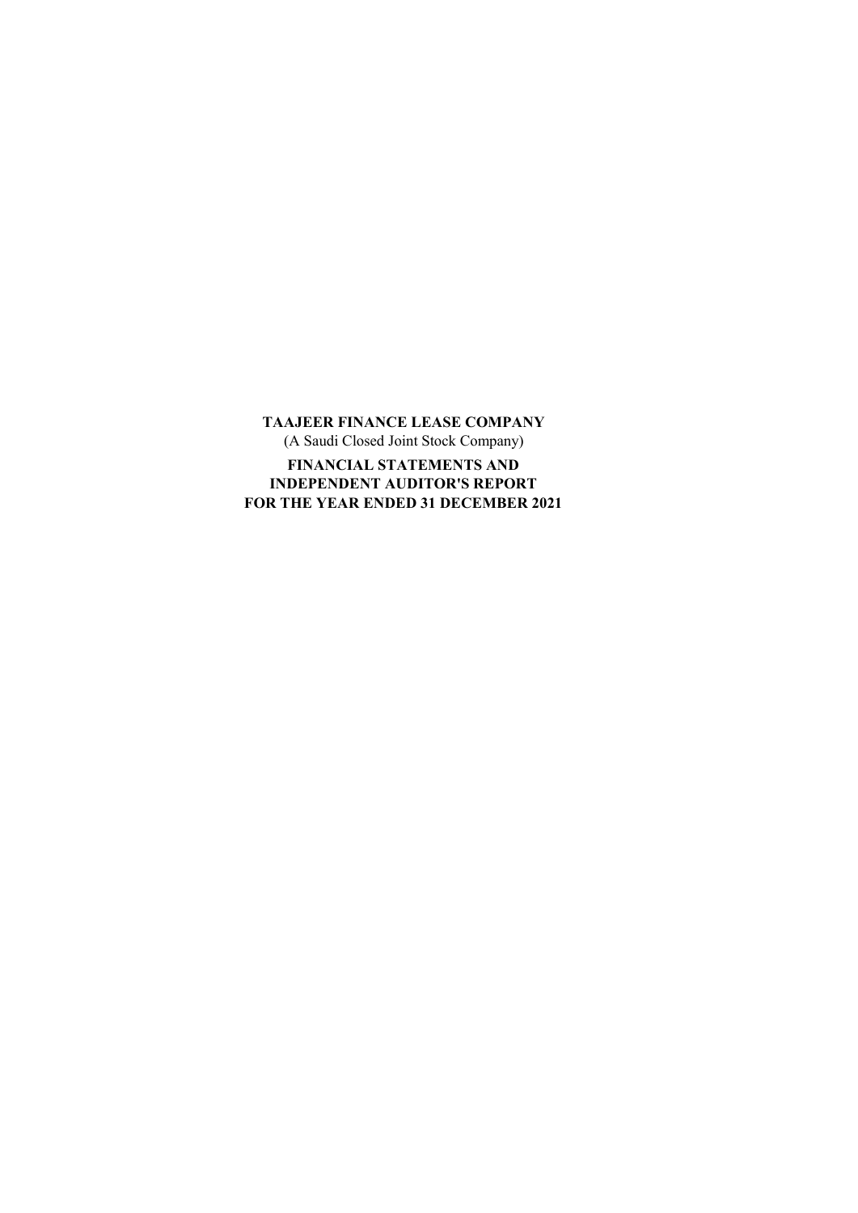**TAAJEER FINANCE LEASE COMPANY**

(A Saudi Closed Joint Stock Company)

**FINANCIAL STATEMENTS AND**
**INDEPENDENT AUDITOR'S REPORT**
**FOR THE YEAR ENDED 31 DECEMBER 2021**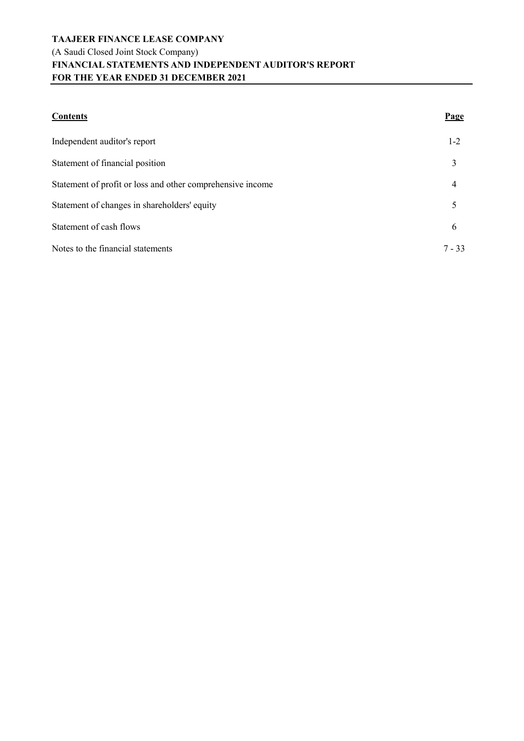**TAAJEER FINANCE LEASE COMPANY**
(A Saudi Closed Joint Stock Company)
**FINANCIAL STATEMENTS AND INDEPENDENT AUDITOR'S REPORT**
**FOR THE YEAR ENDED 31 DECEMBER 2021**

| **Contents** | **Page** |
|---|---|
| Independent auditor's report | 1-2 |
| Statement of financial position | 3 |
| Statement of profit or loss and other comprehensive income | 4 |
| Statement of changes in shareholders' equity | 5 |
| Statement of cash flows | 6 |
| Notes to the financial statements | 7 - 33 |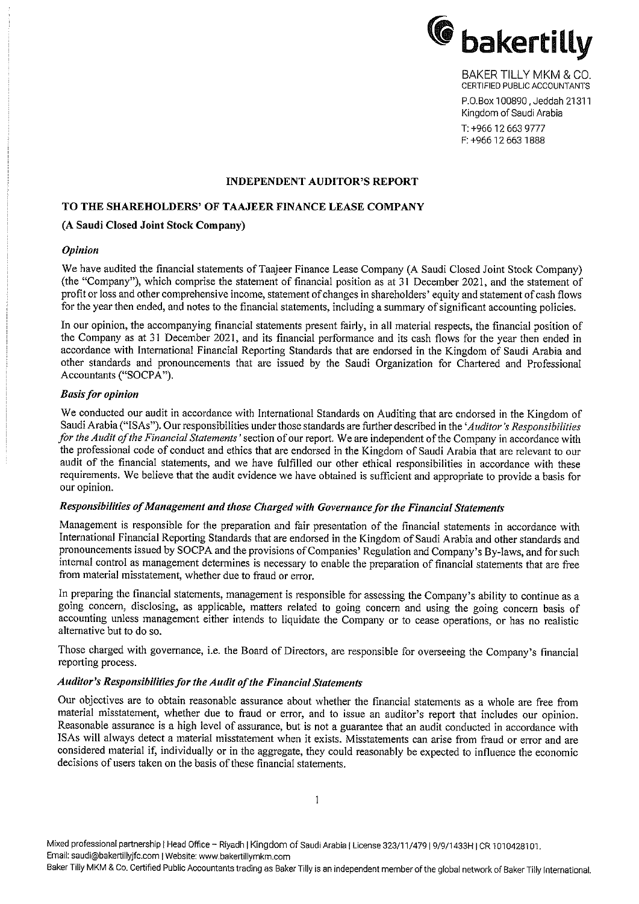bakertilly

BAKER TILLY MKM & CO.
CERTIFIED PUBLIC ACCOUNTANTS
P.O.Box 100890, Jeddah 21311
Kingdom of Saudi Arabia
T: +966 12 663 9777
F: +966 12 663 1888

# INDEPENDENT AUDITOR'S REPORT

## TO THE SHAREHOLDERS' OF TAAJEER FINANCE LEASE COMPANY

**(A Saudi Closed Joint Stock Company)**

### *Opinion*

We have audited the financial statements of Taajeer Finance Lease Company (A Saudi Closed Joint Stock Company) (the "Company"), which comprise the statement of financial position as at 31 December 2021, and the statement of profit or loss and other comprehensive income, statement of changes in shareholders' equity and statement of cash flows for the year then ended, and notes to the financial statements, including a summary of significant accounting policies.

In our opinion, the accompanying financial statements present fairly, in all material respects, the financial position of the Company as at 31 December 2021, and its financial performance and its cash flows for the year then ended in accordance with International Financial Reporting Standards that are endorsed in the Kingdom of Saudi Arabia and other standards and pronouncements that are issued by the Saudi Organization for Chartered and Professional Accountants ("SOCPA").

### *Basis for opinion*

We conducted our audit in accordance with International Standards on Auditing that are endorsed in the Kingdom of Saudi Arabia ("ISAs"). Our responsibilities under those standards are further described in the '*Auditor's Responsibilities for the Audit of the Financial Statements*' section of our report. We are independent of the Company in accordance with the professional code of conduct and ethics that are endorsed in the Kingdom of Saudi Arabia that are relevant to our audit of the financial statements, and we have fulfilled our other ethical responsibilities in accordance with these requirements. We believe that the audit evidence we have obtained is sufficient and appropriate to provide a basis for our opinion.

### *Responsibilities of Management and those Charged with Governance for the Financial Statements*

Management is responsible for the preparation and fair presentation of the financial statements in accordance with International Financial Reporting Standards that are endorsed in the Kingdom of Saudi Arabia and other standards and pronouncements issued by SOCPA and the provisions of Companies' Regulation and Company's By-laws, and for such internal control as management determines is necessary to enable the preparation of financial statements that are free from material misstatement, whether due to fraud or error.

In preparing the financial statements, management is responsible for assessing the Company's ability to continue as a going concern, disclosing, as applicable, matters related to going concern and using the going concern basis of accounting unless management either intends to liquidate the Company or to cease operations, or has no realistic alternative but to do so.

Those charged with governance, i.e. the Board of Directors, are responsible for overseeing the Company's financial reporting process.

### *Auditor's Responsibilities for the Audit of the Financial Statements*

Our objectives are to obtain reasonable assurance about whether the financial statements as a whole are free from material misstatement, whether due to fraud or error, and to issue an auditor's report that includes our opinion. Reasonable assurance is a high level of assurance, but is not a guarantee that an audit conducted in accordance with ISAs will always detect a material misstatement when it exists. Misstatements can arise from fraud or error and are considered material if, individually or in the aggregate, they could reasonably be expected to influence the economic decisions of users taken on the basis of these financial statements.

Mixed professional partnership | Head Office – Riyadh | Kingdom of Saudi Arabia | License 323/11/479 | 9/9/1433H | CR 1010428101.
Email: saudi@bakertillyjfc.com | Website: www.bakertillymkm.com
Baker Tilly MKM & Co. Certified Public Accountants trading as Baker Tilly is an independent member of the global network of Baker Tilly International.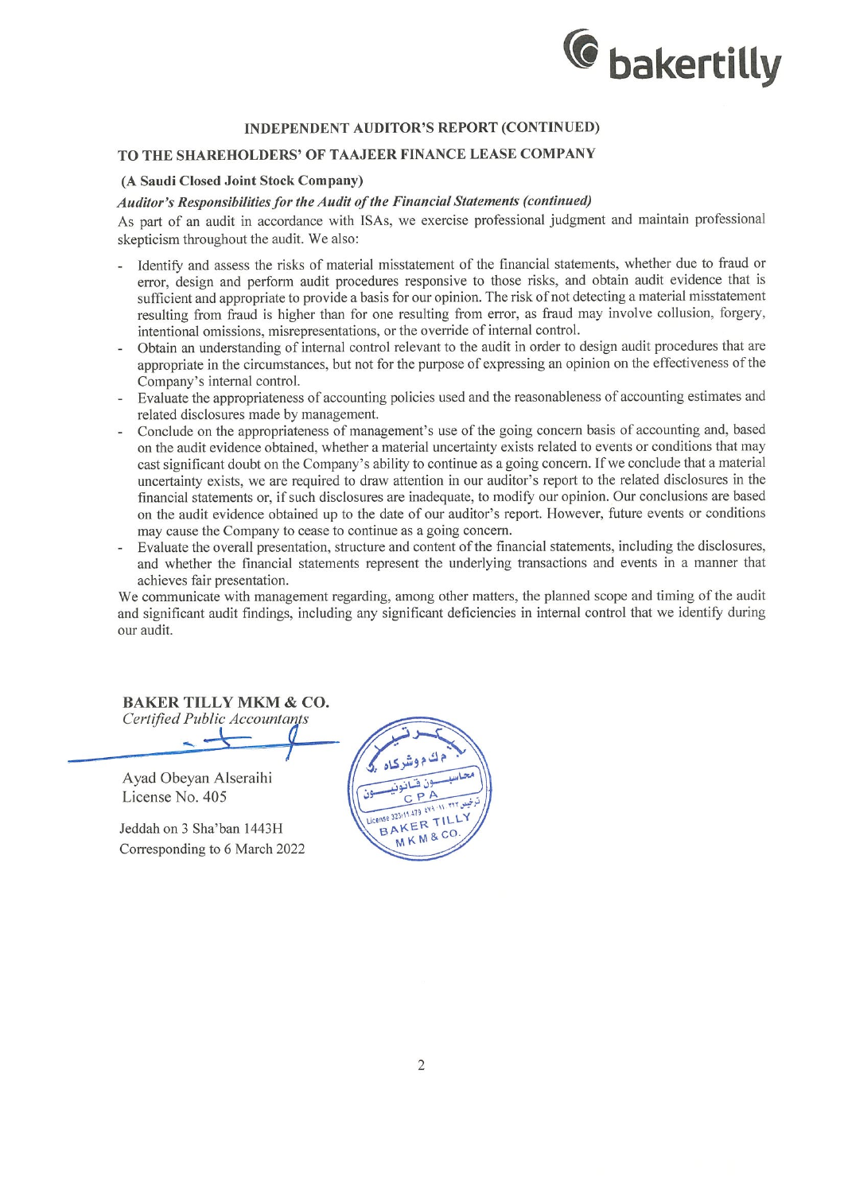## INDEPENDENT AUDITOR'S REPORT (CONTINUED)

## TO THE SHAREHOLDERS' OF TAAJEER FINANCE LEASE COMPANY

**(A Saudi Closed Joint Stock Company)**

***Auditor's Responsibilities for the Audit of the Financial Statements (continued)***

As part of an audit in accordance with ISAs, we exercise professional judgment and maintain professional skepticism throughout the audit. We also:

- Identify and assess the risks of material misstatement of the financial statements, whether due to fraud or error, design and perform audit procedures responsive to those risks, and obtain audit evidence that is sufficient and appropriate to provide a basis for our opinion. The risk of not detecting a material misstatement resulting from fraud is higher than for one resulting from error, as fraud may involve collusion, forgery, intentional omissions, misrepresentations, or the override of internal control.
- Obtain an understanding of internal control relevant to the audit in order to design audit procedures that are appropriate in the circumstances, but not for the purpose of expressing an opinion on the effectiveness of the Company's internal control.
- Evaluate the appropriateness of accounting policies used and the reasonableness of accounting estimates and related disclosures made by management.
- Conclude on the appropriateness of management's use of the going concern basis of accounting and, based on the audit evidence obtained, whether a material uncertainty exists related to events or conditions that may cast significant doubt on the Company's ability to continue as a going concern. If we conclude that a material uncertainty exists, we are required to draw attention in our auditor's report to the related disclosures in the financial statements or, if such disclosures are inadequate, to modify our opinion. Our conclusions are based on the audit evidence obtained up to the date of our auditor's report. However, future events or conditions may cause the Company to cease to continue as a going concern.
- Evaluate the overall presentation, structure and content of the financial statements, including the disclosures, and whether the financial statements represent the underlying transactions and events in a manner that achieves fair presentation.

We communicate with management regarding, among other matters, the planned scope and timing of the audit and significant audit findings, including any significant deficiencies in internal control that we identify during our audit.

**BAKER TILLY MKM & CO.**
*Certified Public Accountants*

Ayad Obeyan Alseraihi
License No. 405

Jeddah on 3 Sha'ban 1443H
Corresponding to 6 March 2022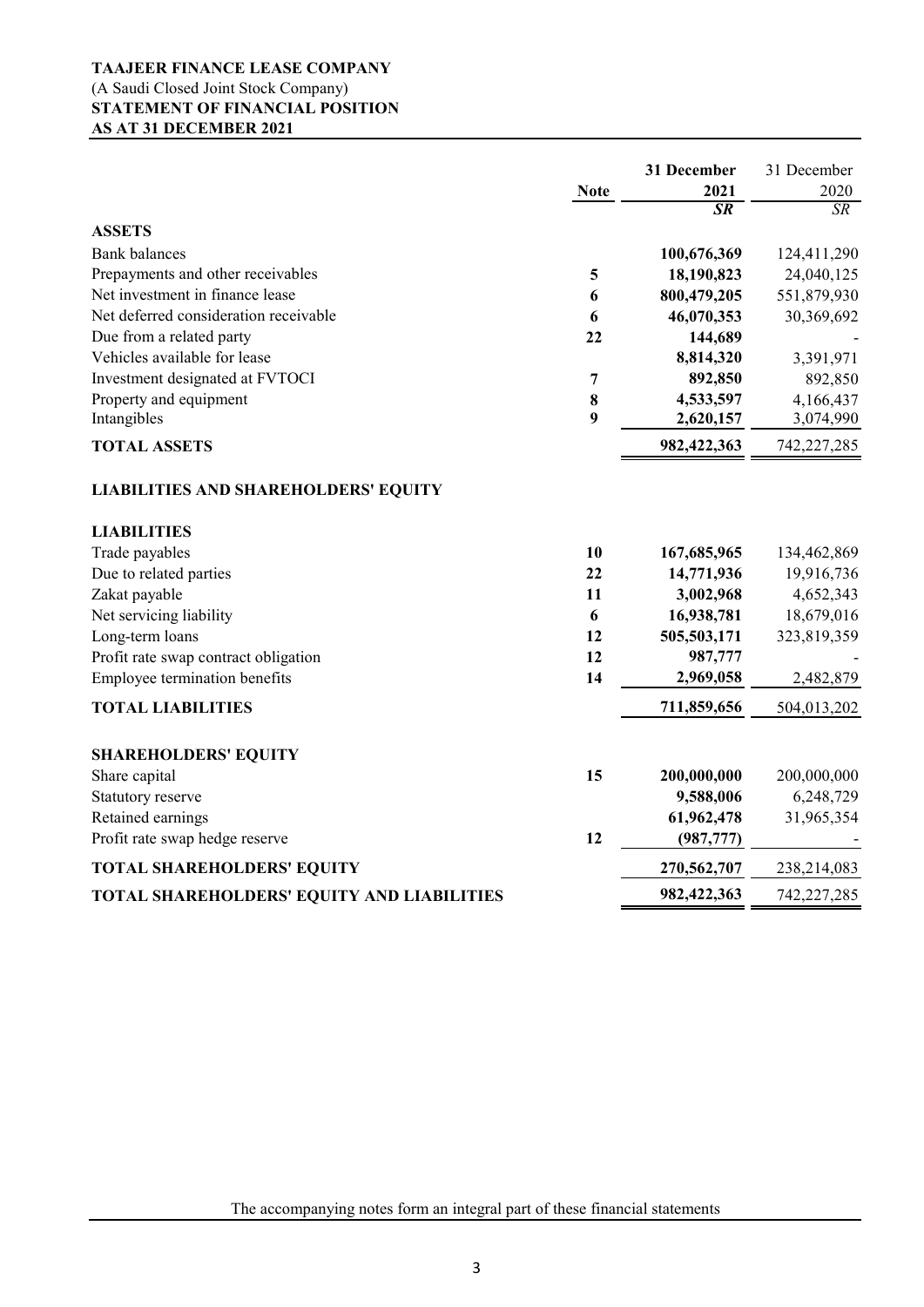**TAAJEER FINANCE LEASE COMPANY**
(A Saudi Closed Joint Stock Company)
**STATEMENT OF FINANCIAL POSITION**
**AS AT 31 DECEMBER 2021**

| | Note | 31 December 2021 | 31 December 2020 |
|---|---|---|---|
| | | *SR* | *SR* |
| **ASSETS** | | | |
| Bank balances | | **100,676,369** | 124,411,290 |
| Prepayments and other receivables | 5 | **18,190,823** | 24,040,125 |
| Net investment in finance lease | 6 | **800,479,205** | 551,879,930 |
| Net deferred consideration receivable | 6 | **46,070,353** | 30,369,692 |
| Due from a related party | 22 | **144,689** | - |
| Vehicles available for lease | | **8,814,320** | 3,391,971 |
| Investment designated at FVTOCI | 7 | **892,850** | 892,850 |
| Property and equipment | 8 | **4,533,597** | 4,166,437 |
| Intangibles | 9 | **2,620,157** | 3,074,990 |
| **TOTAL ASSETS** | | **982,422,363** | 742,227,285 |
| | | | |
| **LIABILITIES AND SHAREHOLDERS' EQUITY** | | | |
| | | | |
| **LIABILITIES** | | | |
| Trade payables | 10 | **167,685,965** | 134,462,869 |
| Due to related parties | 22 | **14,771,936** | 19,916,736 |
| Zakat payable | 11 | **3,002,968** | 4,652,343 |
| Net servicing liability | 6 | **16,938,781** | 18,679,016 |
| Long-term loans | 12 | **505,503,171** | 323,819,359 |
| Profit rate swap contract obligation | 12 | **987,777** | - |
| Employee termination benefits | 14 | **2,969,058** | 2,482,879 |
| **TOTAL LIABILITIES** | | **711,859,656** | 504,013,202 |
| | | | |
| **SHAREHOLDERS' EQUITY** | | | |
| Share capital | 15 | **200,000,000** | 200,000,000 |
| Statutory reserve | | **9,588,006** | 6,248,729 |
| Retained earnings | | **61,962,478** | 31,965,354 |
| Profit rate swap hedge reserve | 12 | **(987,777)** | - |
| **TOTAL SHAREHOLDERS' EQUITY** | | **270,562,707** | 238,214,083 |
| **TOTAL SHAREHOLDERS' EQUITY AND LIABILITIES** | | **982,422,363** | 742,227,285 |

The accompanying notes form an integral part of these financial statements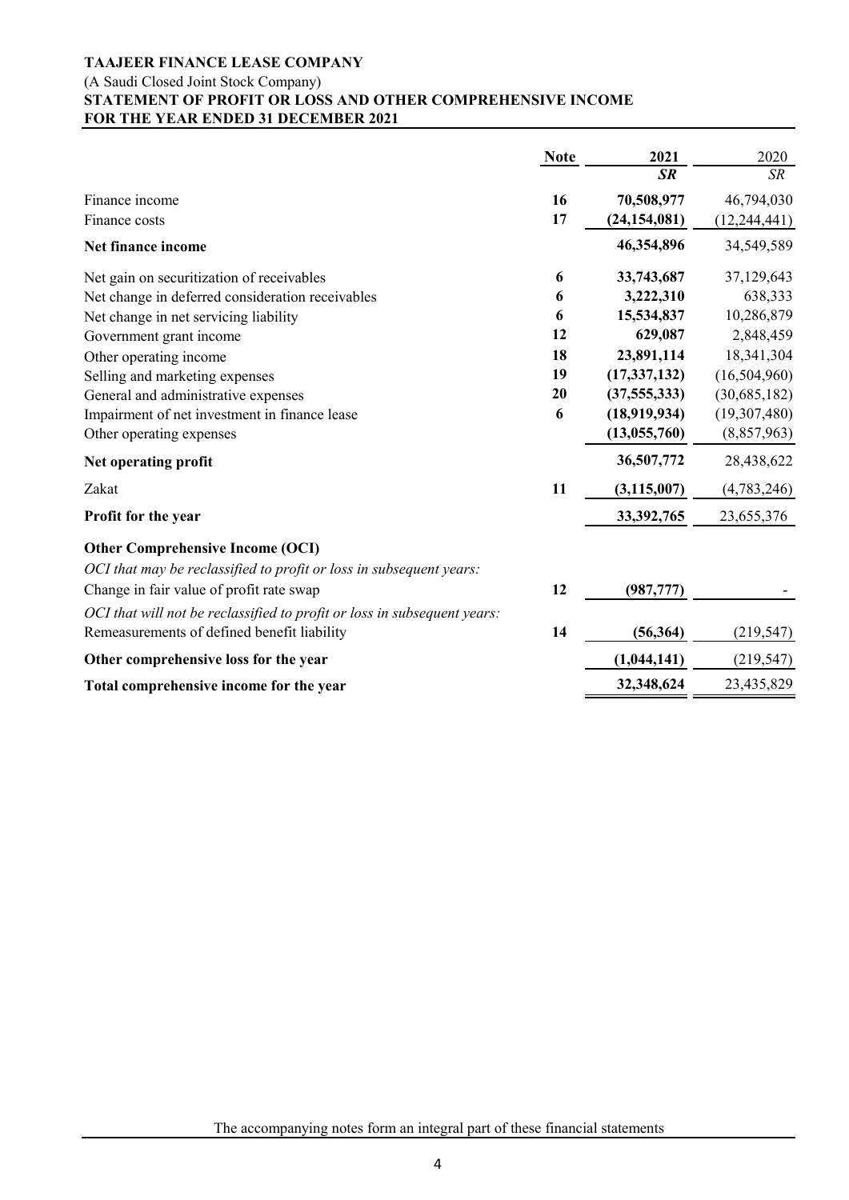**TAAJEER FINANCE LEASE COMPANY**
(A Saudi Closed Joint Stock Company)
**STATEMENT OF PROFIT OR LOSS AND OTHER COMPREHENSIVE INCOME**
**FOR THE YEAR ENDED 31 DECEMBER 2021**

| | Note | 2021 | 2020 |
|---|---|---|---|
| | | ***SR*** | *SR* |
| Finance income | **16** | **70,508,977** | 46,794,030 |
| Finance costs | **17** | **(24,154,081)** | (12,244,441) |
| **Net finance income** | | **46,354,896** | 34,549,589 |
| Net gain on securitization of receivables | **6** | **33,743,687** | 37,129,643 |
| Net change in deferred consideration receivables | **6** | **3,222,310** | 638,333 |
| Net change in net servicing liability | **6** | **15,534,837** | 10,286,879 |
| Government grant income | **12** | **629,087** | 2,848,459 |
| Other operating income | **18** | **23,891,114** | 18,341,304 |
| Selling and marketing expenses | **19** | **(17,337,132)** | (16,504,960) |
| General and administrative expenses | **20** | **(37,555,333)** | (30,685,182) |
| Impairment of net investment in finance lease | **6** | **(18,919,934)** | (19,307,480) |
| Other operating expenses | | **(13,055,760)** | (8,857,963) |
| **Net operating profit** | | **36,507,772** | 28,438,622 |
| Zakat | **11** | **(3,115,007)** | (4,783,246) |
| **Profit for the year** | | **33,392,765** | 23,655,376 |
| **Other Comprehensive Income (OCI)** | | | |
| *OCI that may be reclassified to profit or loss in subsequent years:* | | | |
| Change in fair value of profit rate swap | **12** | **(987,777)** | - |
| *OCI that will not be reclassified to profit or loss in subsequent years:* | | | |
| Remeasurements of defined benefit liability | **14** | **(56,364)** | (219,547) |
| **Other comprehensive loss for the year** | | **(1,044,141)** | (219,547) |
| **Total comprehensive income for the year** | | **32,348,624** | 23,435,829 |

The accompanying notes form an integral part of these financial statements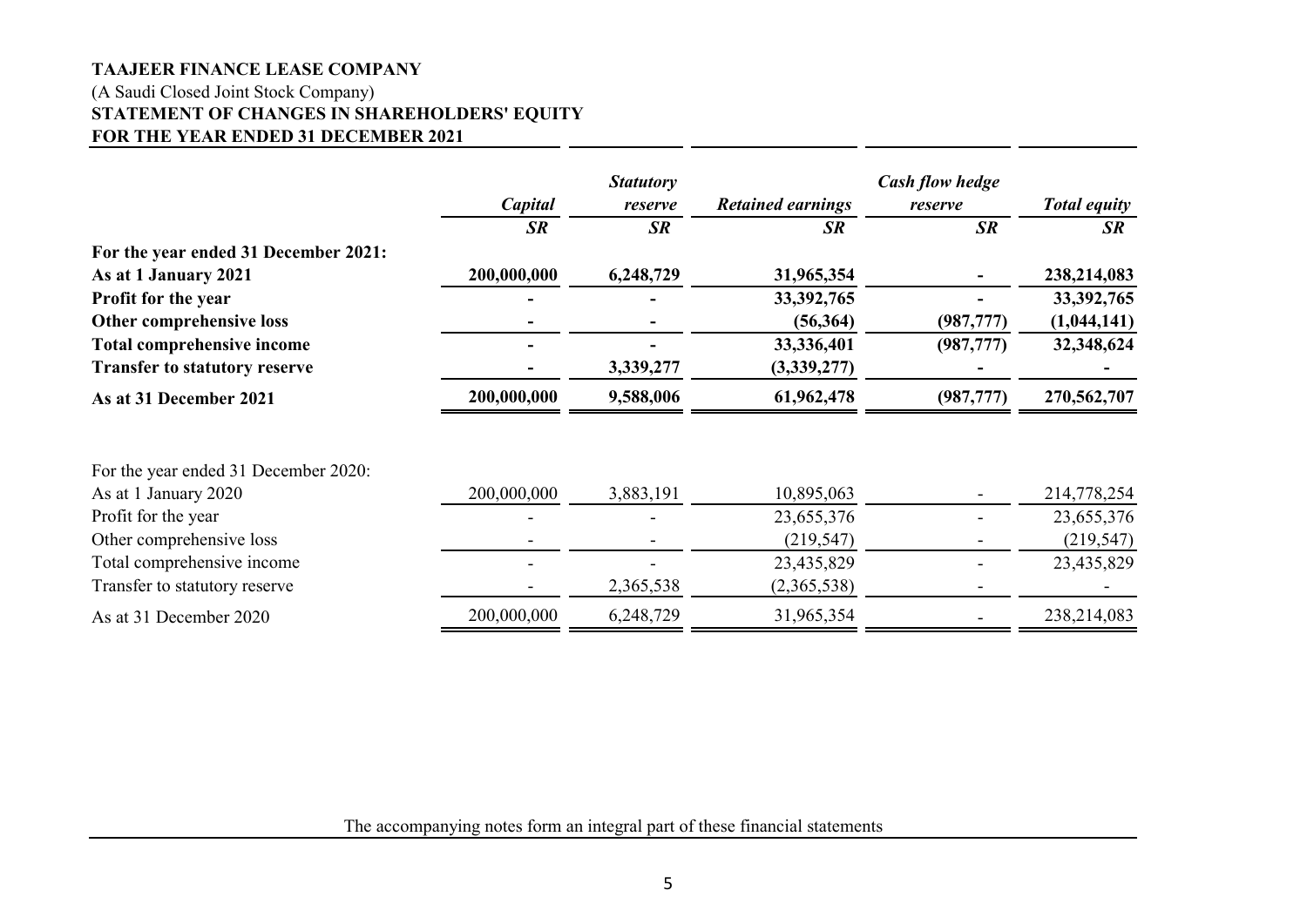**TAAJEER FINANCE LEASE COMPANY**
(A Saudi Closed Joint Stock Company)
**STATEMENT OF CHANGES IN SHAREHOLDERS' EQUITY**
**FOR THE YEAR ENDED 31 DECEMBER 2021**

| | *Capital* | *Statutory reserve* | *Retained earnings* | *Cash flow hedge reserve* | *Total equity* |
|---|---|---|---|---|---|
| | *SR* | *SR* | *SR* | *SR* | *SR* |
| **For the year ended 31 December 2021:** | | | | | |
| **As at 1 January 2021** | **200,000,000** | **6,248,729** | **31,965,354** | **-** | **238,214,083** |
| **Profit for the year** | **-** | **-** | **33,392,765** | **-** | **33,392,765** |
| **Other comprehensive loss** | **-** | **-** | **(56,364)** | **(987,777)** | **(1,044,141)** |
| **Total comprehensive income** | **-** | **-** | **33,336,401** | **(987,777)** | **32,348,624** |
| **Transfer to statutory reserve** | **-** | **3,339,277** | **(3,339,277)** | **-** | **-** |
| **As at 31 December 2021** | **200,000,000** | **9,588,006** | **61,962,478** | **(987,777)** | **270,562,707** |
| | | | | | |
| For the year ended 31 December 2020: | | | | | |
| As at 1 January 2020 | 200,000,000 | 3,883,191 | 10,895,063 | - | 214,778,254 |
| Profit for the year | - | - | 23,655,376 | - | 23,655,376 |
| Other comprehensive loss | - | - | (219,547) | - | (219,547) |
| Total comprehensive income | - | - | 23,435,829 | - | 23,435,829 |
| Transfer to statutory reserve | - | 2,365,538 | (2,365,538) | - | - |
| As at 31 December 2020 | 200,000,000 | 6,248,729 | 31,965,354 | - | 238,214,083 |

The accompanying notes form an integral part of these financial statements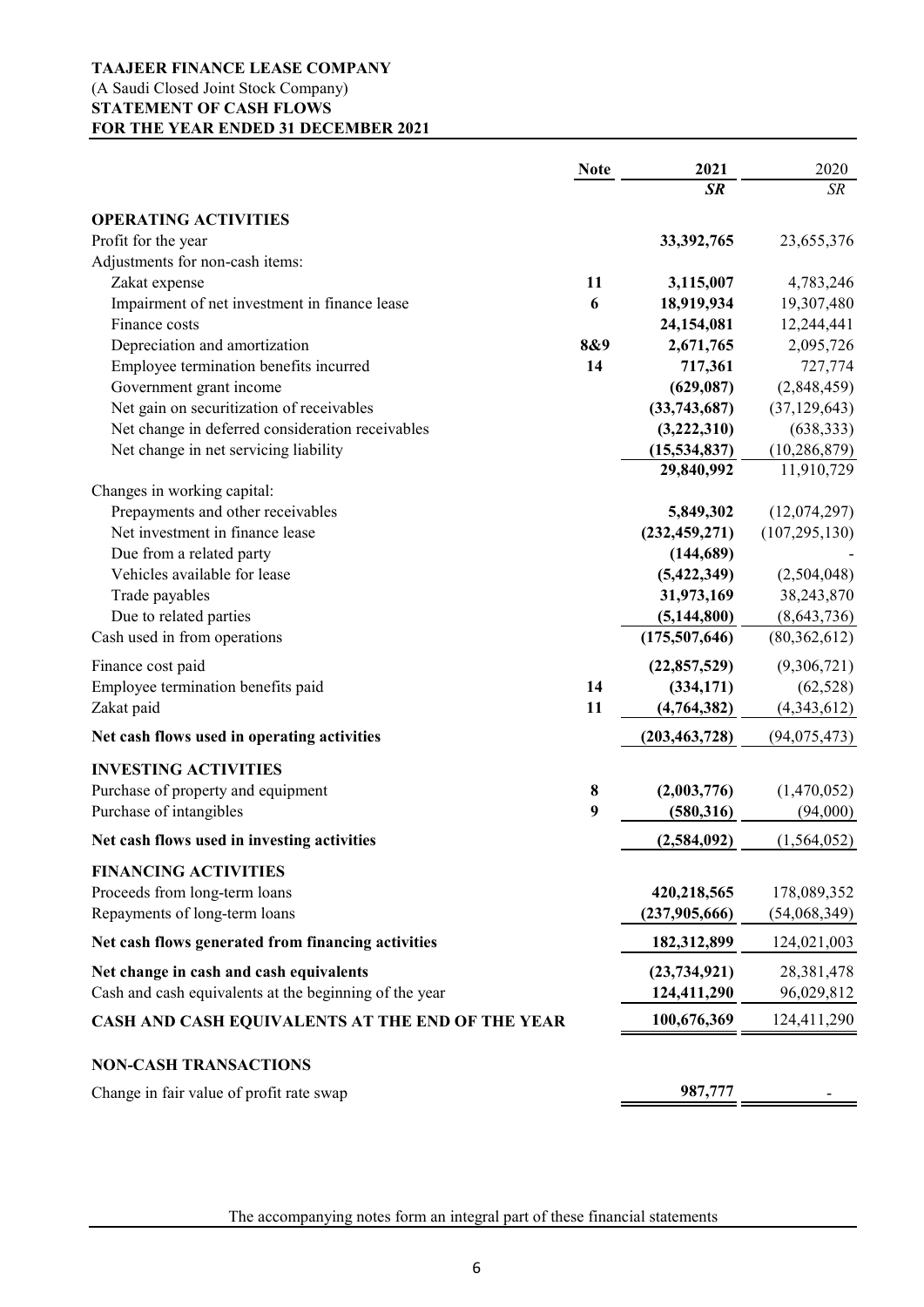**TAAJEER FINANCE LEASE COMPANY**
(A Saudi Closed Joint Stock Company)
**STATEMENT OF CASH FLOWS**
**FOR THE YEAR ENDED 31 DECEMBER 2021**

| | Note | 2021 | 2020 |
|---|---|---|---|
| | | ***SR*** | *SR* |
| **OPERATING ACTIVITIES** | | | |
| Profit for the year | | **33,392,765** | 23,655,376 |
| Adjustments for non-cash items: | | | |
| Zakat expense | 11 | **3,115,007** | 4,783,246 |
| Impairment of net investment in finance lease | 6 | **18,919,934** | 19,307,480 |
| Finance costs | | **24,154,081** | 12,244,441 |
| Depreciation and amortization | 8&9 | **2,671,765** | 2,095,726 |
| Employee termination benefits incurred | 14 | **717,361** | 727,774 |
| Government grant income | | **(629,087)** | (2,848,459) |
| Net gain on securitization of receivables | | **(33,743,687)** | (37,129,643) |
| Net change in deferred consideration receivables | | **(3,222,310)** | (638,333) |
| Net change in net servicing liability | | **(15,534,837)** | (10,286,879) |
| | | **29,840,992** | 11,910,729 |
| Changes in working capital: | | | |
| Prepayments and other receivables | | **5,849,302** | (12,074,297) |
| Net investment in finance lease | | **(232,459,271)** | (107,295,130) |
| Due from a related party | | **(144,689)** | - |
| Vehicles available for lease | | **(5,422,349)** | (2,504,048) |
| Trade payables | | **31,973,169** | 38,243,870 |
| Due to related parties | | **(5,144,800)** | (8,643,736) |
| Cash used in from operations | | **(175,507,646)** | (80,362,612) |
| Finance cost paid | | **(22,857,529)** | (9,306,721) |
| Employee termination benefits paid | 14 | **(334,171)** | (62,528) |
| Zakat paid | 11 | **(4,764,382)** | (4,343,612) |
| **Net cash flows used in operating activities** | | **(203,463,728)** | (94,075,473) |
| **INVESTING ACTIVITIES** | | | |
| Purchase of property and equipment | 8 | **(2,003,776)** | (1,470,052) |
| Purchase of intangibles | 9 | **(580,316)** | (94,000) |
| **Net cash flows used in investing activities** | | **(2,584,092)** | (1,564,052) |
| **FINANCING ACTIVITIES** | | | |
| Proceeds from long-term loans | | **420,218,565** | 178,089,352 |
| Repayments of long-term loans | | **(237,905,666)** | (54,068,349) |
| **Net cash flows generated from financing activities** | | **182,312,899** | 124,021,003 |
| **Net change in cash and cash equivalents** | | **(23,734,921)** | 28,381,478 |
| Cash and cash equivalents at the beginning of the year | | **124,411,290** | 96,029,812 |
| **CASH AND CASH EQUIVALENTS AT THE END OF THE YEAR** | | **100,676,369** | 124,411,290 |
| **NON-CASH TRANSACTIONS** | | | |
| Change in fair value of profit rate swap | | **987,777** | - |

The accompanying notes form an integral part of these financial statements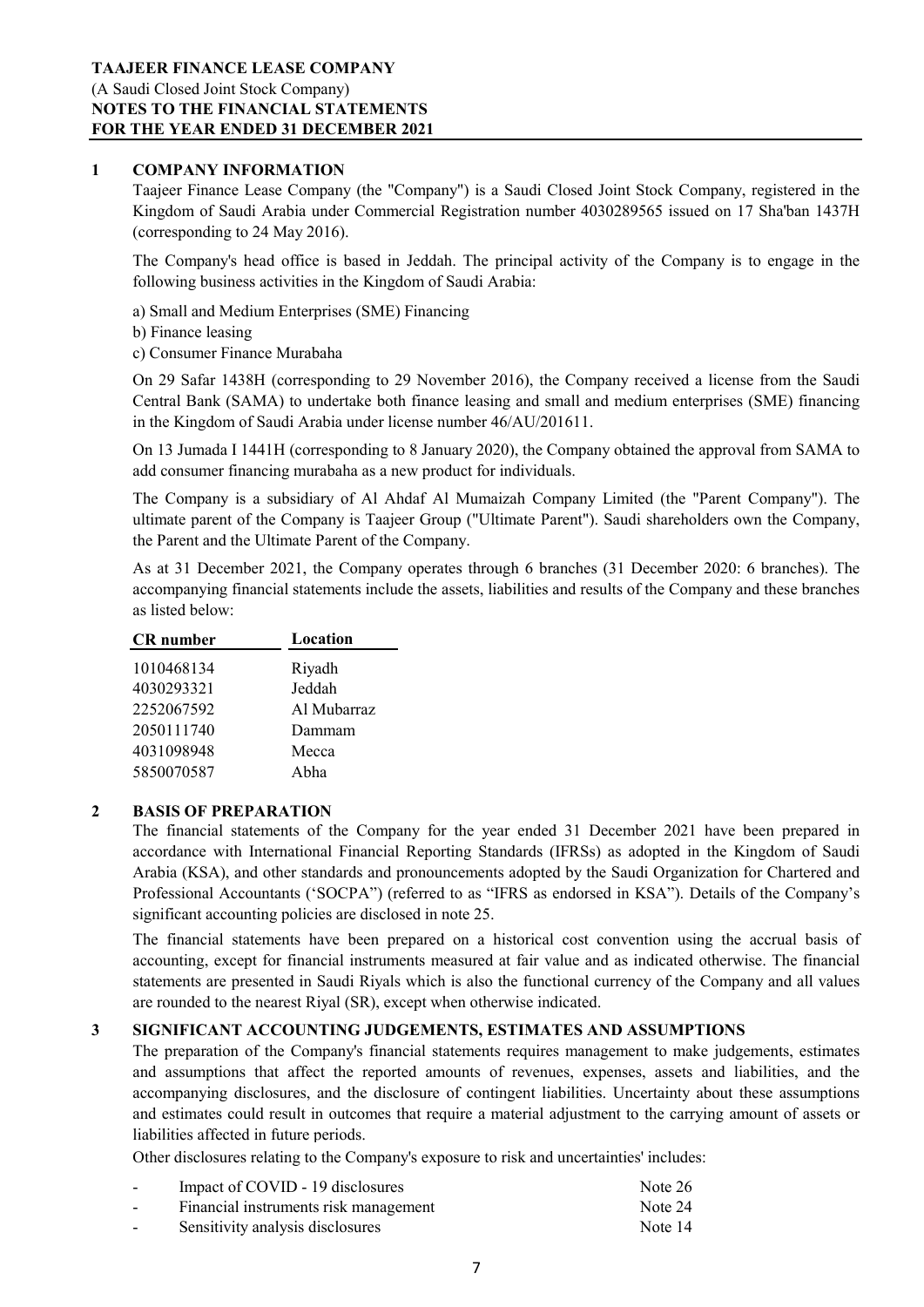**TAAJEER FINANCE LEASE COMPANY**
(A Saudi Closed Joint Stock Company)
**NOTES TO THE FINANCIAL STATEMENTS**
**FOR THE YEAR ENDED 31 DECEMBER 2021**

## 1 COMPANY INFORMATION

Taajeer Finance Lease Company (the "Company") is a Saudi Closed Joint Stock Company, registered in the Kingdom of Saudi Arabia under Commercial Registration number 4030289565 issued on 17 Sha'ban 1437H (corresponding to 24 May 2016).

The Company's head office is based in Jeddah. The principal activity of the Company is to engage in the following business activities in the Kingdom of Saudi Arabia:

a) Small and Medium Enterprises (SME) Financing
b) Finance leasing
c) Consumer Finance Murabaha

On 29 Safar 1438H (corresponding to 29 November 2016), the Company received a license from the Saudi Central Bank (SAMA) to undertake both finance leasing and small and medium enterprises (SME) financing in the Kingdom of Saudi Arabia under license number 46/AU/201611.

On 13 Jumada I 1441H (corresponding to 8 January 2020), the Company obtained the approval from SAMA to add consumer financing murabaha as a new product for individuals.

The Company is a subsidiary of Al Ahdaf Al Mumaizah Company Limited (the "Parent Company"). The ultimate parent of the Company is Taajeer Group ("Ultimate Parent"). Saudi shareholders own the Company, the Parent and the Ultimate Parent of the Company.

As at 31 December 2021, the Company operates through 6 branches (31 December 2020: 6 branches). The accompanying financial statements include the assets, liabilities and results of the Company and these branches as listed below:

| CR number | Location |
|---|---|
| 1010468134 | Riyadh |
| 4030293321 | Jeddah |
| 2252067592 | Al Mubarraz |
| 2050111740 | Dammam |
| 4031098948 | Mecca |
| 5850070587 | Abha |

## 2 BASIS OF PREPARATION

The financial statements of the Company for the year ended 31 December 2021 have been prepared in accordance with International Financial Reporting Standards (IFRSs) as adopted in the Kingdom of Saudi Arabia (KSA), and other standards and pronouncements adopted by the Saudi Organization for Chartered and Professional Accountants ('SOCPA") (referred to as "IFRS as endorsed in KSA"). Details of the Company's significant accounting policies are disclosed in note 25.

The financial statements have been prepared on a historical cost convention using the accrual basis of accounting, except for financial instruments measured at fair value and as indicated otherwise. The financial statements are presented in Saudi Riyals which is also the functional currency of the Company and all values are rounded to the nearest Riyal (SR), except when otherwise indicated.

## 3 SIGNIFICANT ACCOUNTING JUDGEMENTS, ESTIMATES AND ASSUMPTIONS

The preparation of the Company's financial statements requires management to make judgements, estimates and assumptions that affect the reported amounts of revenues, expenses, assets and liabilities, and the accompanying disclosures, and the disclosure of contingent liabilities. Uncertainty about these assumptions and estimates could result in outcomes that require a material adjustment to the carrying amount of assets or liabilities affected in future periods.

Other disclosures relating to the Company's exposure to risk and uncertainties' includes:

| | |
|---|---|
| - Impact of COVID - 19 disclosures | Note 26 |
| - Financial instruments risk management | Note 24 |
| - Sensitivity analysis disclosures | Note 14 |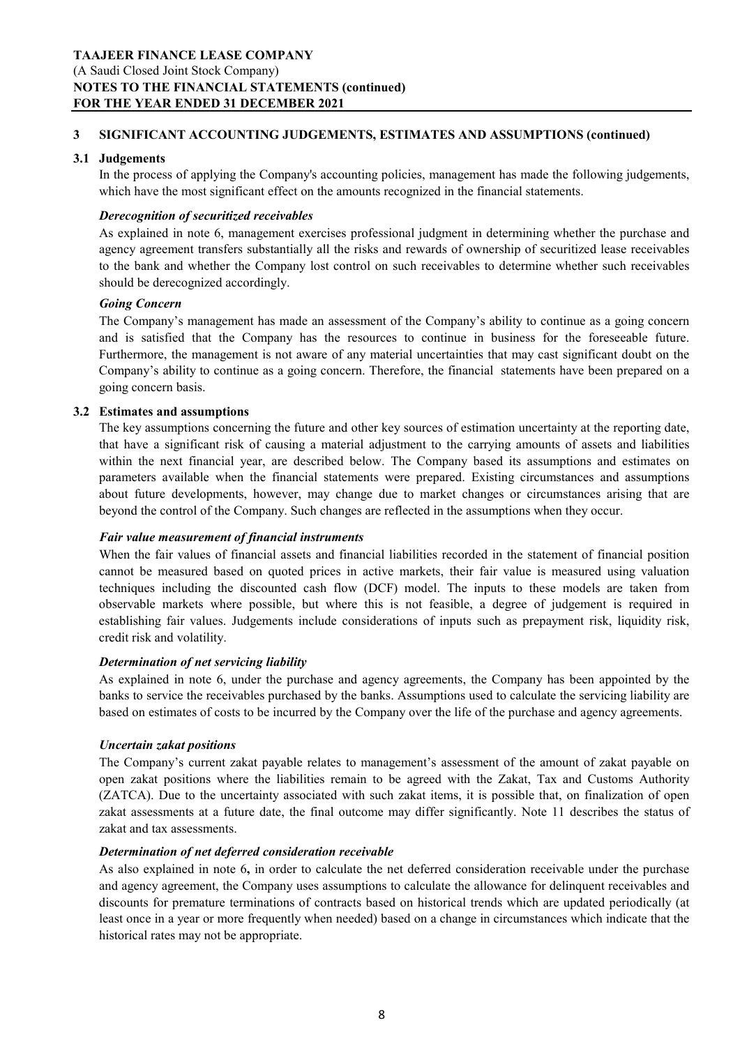## 3 SIGNIFICANT ACCOUNTING JUDGEMENTS, ESTIMATES AND ASSUMPTIONS (continued)

### 3.1 Judgements

In the process of applying the Company's accounting policies, management has made the following judgements, which have the most significant effect on the amounts recognized in the financial statements.

***Derecognition of securitized receivables***

As explained in note 6, management exercises professional judgment in determining whether the purchase and agency agreement transfers substantially all the risks and rewards of ownership of securitized lease receivables to the bank and whether the Company lost control on such receivables to determine whether such receivables should be derecognized accordingly.

***Going Concern***

The Company's management has made an assessment of the Company's ability to continue as a going concern and is satisfied that the Company has the resources to continue in business for the foreseeable future. Furthermore, the management is not aware of any material uncertainties that may cast significant doubt on the Company's ability to continue as a going concern. Therefore, the financial statements have been prepared on a going concern basis.

### 3.2 Estimates and assumptions

The key assumptions concerning the future and other key sources of estimation uncertainty at the reporting date, that have a significant risk of causing a material adjustment to the carrying amounts of assets and liabilities within the next financial year, are described below. The Company based its assumptions and estimates on parameters available when the financial statements were prepared. Existing circumstances and assumptions about future developments, however, may change due to market changes or circumstances arising that are beyond the control of the Company. Such changes are reflected in the assumptions when they occur.

***Fair value measurement of financial instruments***

When the fair values of financial assets and financial liabilities recorded in the statement of financial position cannot be measured based on quoted prices in active markets, their fair value is measured using valuation techniques including the discounted cash flow (DCF) model. The inputs to these models are taken from observable markets where possible, but where this is not feasible, a degree of judgement is required in establishing fair values. Judgements include considerations of inputs such as prepayment risk, liquidity risk, credit risk and volatility.

***Determination of net servicing liability***

As explained in note 6, under the purchase and agency agreements, the Company has been appointed by the banks to service the receivables purchased by the banks. Assumptions used to calculate the servicing liability are based on estimates of costs to be incurred by the Company over the life of the purchase and agency agreements.

***Uncertain zakat positions***

The Company's current zakat payable relates to management's assessment of the amount of zakat payable on open zakat positions where the liabilities remain to be agreed with the Zakat, Tax and Customs Authority (ZATCA). Due to the uncertainty associated with such zakat items, it is possible that, on finalization of open zakat assessments at a future date, the final outcome may differ significantly. Note 11 describes the status of zakat and tax assessments.

***Determination of net deferred consideration receivable***

As also explained in note 6**,** in order to calculate the net deferred consideration receivable under the purchase and agency agreement, the Company uses assumptions to calculate the allowance for delinquent receivables and discounts for premature terminations of contracts based on historical trends which are updated periodically (at least once in a year or more frequently when needed) based on a change in circumstances which indicate that the historical rates may not be appropriate.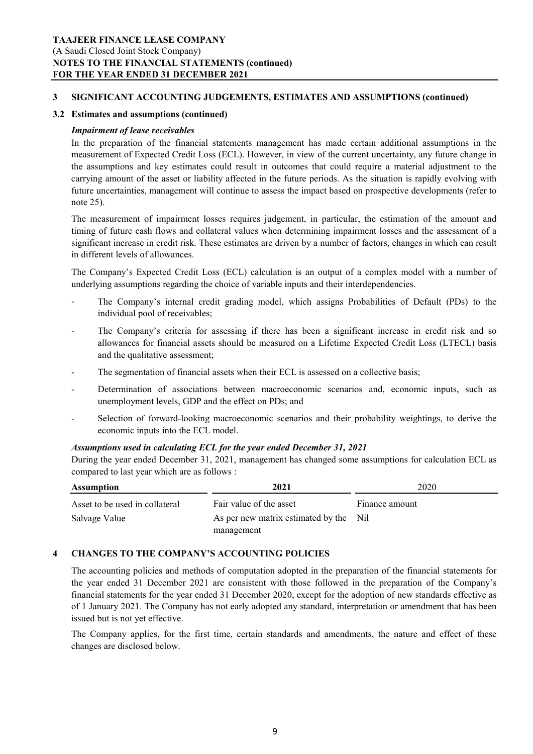## 3 SIGNIFICANT ACCOUNTING JUDGEMENTS, ESTIMATES AND ASSUMPTIONS (continued)

### 3.2 Estimates and assumptions (continued)

***Impairment of lease receivables***

In the preparation of the financial statements management has made certain additional assumptions in the measurement of Expected Credit Loss (ECL). However, in view of the current uncertainty, any future change in the assumptions and key estimates could result in outcomes that could require a material adjustment to the carrying amount of the asset or liability affected in the future periods. As the situation is rapidly evolving with future uncertainties, management will continue to assess the impact based on prospective developments (refer to note 25).

The measurement of impairment losses requires judgement, in particular, the estimation of the amount and timing of future cash flows and collateral values when determining impairment losses and the assessment of a significant increase in credit risk. These estimates are driven by a number of factors, changes in which can result in different levels of allowances.

The Company's Expected Credit Loss (ECL) calculation is an output of a complex model with a number of underlying assumptions regarding the choice of variable inputs and their interdependencies.

- The Company's internal credit grading model, which assigns Probabilities of Default (PDs) to the individual pool of receivables;
- The Company's criteria for assessing if there has been a significant increase in credit risk and so allowances for financial assets should be measured on a Lifetime Expected Credit Loss (LTECL) basis and the qualitative assessment;
- The segmentation of financial assets when their ECL is assessed on a collective basis;
- Determination of associations between macroeconomic scenarios and, economic inputs, such as unemployment levels, GDP and the effect on PDs; and
- Selection of forward-looking macroeconomic scenarios and their probability weightings, to derive the economic inputs into the ECL model.

***Assumptions used in calculating ECL for the year ended December 31, 2021***

During the year ended December 31, 2021, management has changed some assumptions for calculation ECL as compared to last year which are as follows :

| Assumption | 2021 | 2020 |
|---|---|---|
| Asset to be used in collateral | Fair value of the asset | Finance amount |
| Salvage Value | As per new matrix estimated by the management | Nil |

## 4 CHANGES TO THE COMPANY'S ACCOUNTING POLICIES

The accounting policies and methods of computation adopted in the preparation of the financial statements for the year ended 31 December 2021 are consistent with those followed in the preparation of the Company's financial statements for the year ended 31 December 2020, except for the adoption of new standards effective as of 1 January 2021. The Company has not early adopted any standard, interpretation or amendment that has been issued but is not yet effective.

The Company applies, for the first time, certain standards and amendments, the nature and effect of these changes are disclosed below.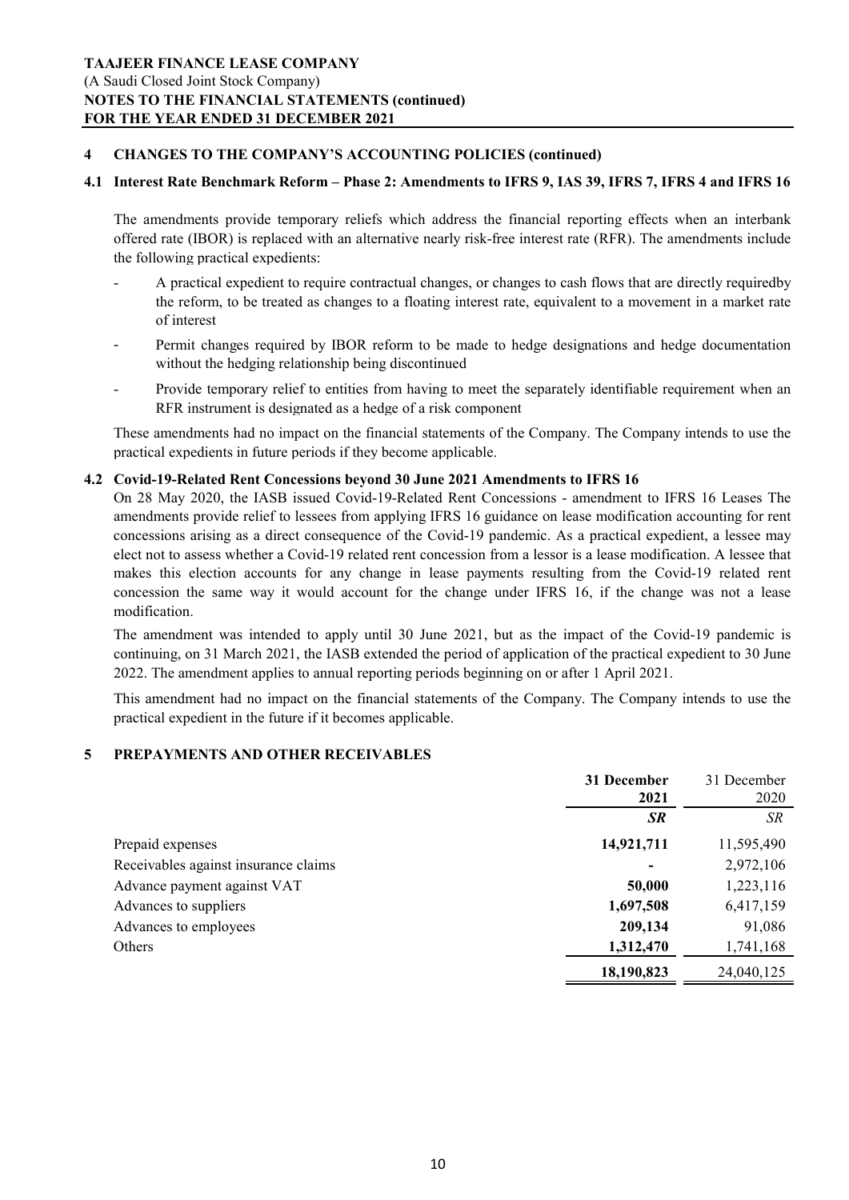## 4 CHANGES TO THE COMPANY'S ACCOUNTING POLICIES (continued)

### 4.1 Interest Rate Benchmark Reform – Phase 2: Amendments to IFRS 9, IAS 39, IFRS 7, IFRS 4 and IFRS 16

The amendments provide temporary reliefs which address the financial reporting effects when an interbank offered rate (IBOR) is replaced with an alternative nearly risk-free interest rate (RFR). The amendments include the following practical expedients:

- A practical expedient to require contractual changes, or changes to cash flows that are directly requiredby the reform, to be treated as changes to a floating interest rate, equivalent to a movement in a market rate of interest
- Permit changes required by IBOR reform to be made to hedge designations and hedge documentation without the hedging relationship being discontinued
- Provide temporary relief to entities from having to meet the separately identifiable requirement when an RFR instrument is designated as a hedge of a risk component

These amendments had no impact on the financial statements of the Company. The Company intends to use the practical expedients in future periods if they become applicable.

### 4.2 Covid-19-Related Rent Concessions beyond 30 June 2021 Amendments to IFRS 16

On 28 May 2020, the IASB issued Covid-19-Related Rent Concessions - amendment to IFRS 16 Leases The amendments provide relief to lessees from applying IFRS 16 guidance on lease modification accounting for rent concessions arising as a direct consequence of the Covid-19 pandemic. As a practical expedient, a lessee may elect not to assess whether a Covid-19 related rent concession from a lessor is a lease modification. A lessee that makes this election accounts for any change in lease payments resulting from the Covid-19 related rent concession the same way it would account for the change under IFRS 16, if the change was not a lease modification.

The amendment was intended to apply until 30 June 2021, but as the impact of the Covid-19 pandemic is continuing, on 31 March 2021, the IASB extended the period of application of the practical expedient to 30 June 2022. The amendment applies to annual reporting periods beginning on or after 1 April 2021.

This amendment had no impact on the financial statements of the Company. The Company intends to use the practical expedient in the future if it becomes applicable.

## 5 PREPAYMENTS AND OTHER RECEIVABLES

| | **31 December 2021** | 31 December 2020 |
|---|---|---|
| | ***SR*** | *SR* |
| Prepaid expenses | **14,921,711** | 11,595,490 |
| Receivables against insurance claims | **-** | 2,972,106 |
| Advance payment against VAT | **50,000** | 1,223,116 |
| Advances to suppliers | **1,697,508** | 6,417,159 |
| Advances to employees | **209,134** | 91,086 |
| Others | **1,312,470** | 1,741,168 |
| | **18,190,823** | 24,040,125 |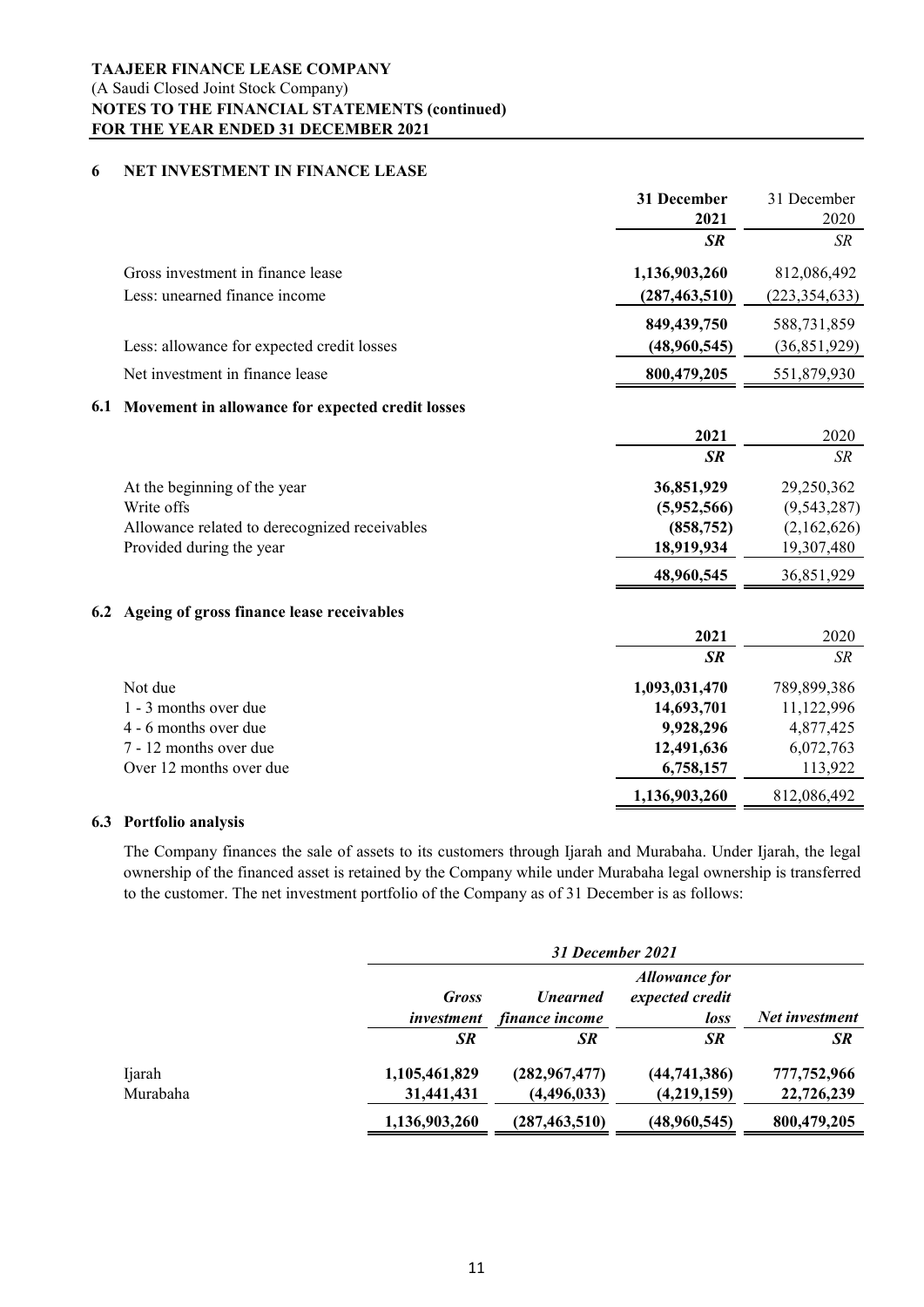## 6 NET INVESTMENT IN FINANCE LEASE

| | 31 December 2021 | 31 December 2020 |
|---|---|---|
| | *SR* | *SR* |
| Gross investment in finance lease | **1,136,903,260** | 812,086,492 |
| Less: unearned finance income | **(287,463,510)** | (223,354,633) |
| | **849,439,750** | 588,731,859 |
| Less: allowance for expected credit losses | **(48,960,545)** | (36,851,929) |
| Net investment in finance lease | **800,479,205** | 551,879,930 |

### 6.1 Movement in allowance for expected credit losses

| | 2021 | 2020 |
|---|---|---|
| | *SR* | *SR* |
| At the beginning of the year | **36,851,929** | 29,250,362 |
| Write offs | **(5,952,566)** | (9,543,287) |
| Allowance related to derecognized receivables | **(858,752)** | (2,162,626) |
| Provided during the year | **18,919,934** | 19,307,480 |
| | **48,960,545** | 36,851,929 |

### 6.2 Ageing of gross finance lease receivables

| | 2021 | 2020 |
|---|---|---|
| | *SR* | *SR* |
| Not due | **1,093,031,470** | 789,899,386 |
| 1 - 3 months over due | **14,693,701** | 11,122,996 |
| 4 - 6 months over due | **9,928,296** | 4,877,425 |
| 7 - 12 months over due | **12,491,636** | 6,072,763 |
| Over 12 months over due | **6,758,157** | 113,922 |
| | **1,136,903,260** | 812,086,492 |

### 6.3 Portfolio analysis

The Company finances the sale of assets to its customers through Ijarah and Murabaha. Under Ijarah, the legal ownership of the financed asset is retained by the Company while under Murabaha legal ownership is transferred to the customer. The net investment portfolio of the Company as of 31 December is as follows:

| | ***31 December 2021*** | | | |
|---|---|---|---|---|
| | ***Gross investment*** | ***Unearned finance income*** | ***Allowance for expected credit loss*** | ***Net investment*** |
| | ***SR*** | ***SR*** | ***SR*** | ***SR*** |
| Ijarah | **1,105,461,829** | **(282,967,477)** | **(44,741,386)** | **777,752,966** |
| Murabaha | **31,441,431** | **(4,496,033)** | **(4,219,159)** | **22,726,239** |
| | **1,136,903,260** | **(287,463,510)** | **(48,960,545)** | **800,479,205** |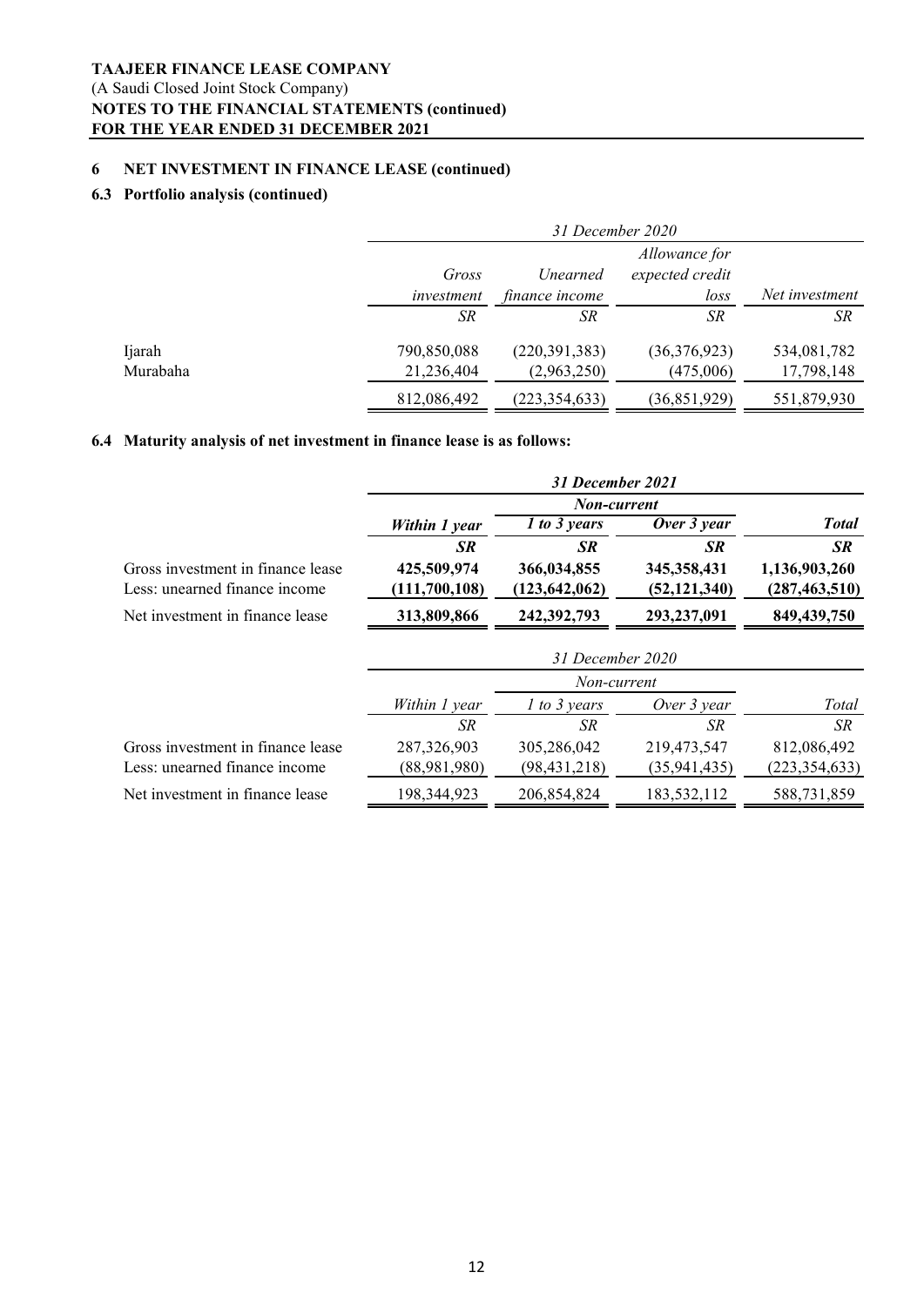## 6 NET INVESTMENT IN FINANCE LEASE (continued)

### 6.3 Portfolio analysis (continued)

| | *31 December 2020* | | | |
|---|---|---|---|---|
| | *Gross investment* | *Unearned finance income* | *Allowance for expected credit loss* | *Net investment* |
| | *SR* | *SR* | *SR* | *SR* |
| Ijarah | 790,850,088 | (220,391,383) | (36,376,923) | 534,081,782 |
| Murabaha | 21,236,404 | (2,963,250) | (475,006) | 17,798,148 |
| | 812,086,492 | (223,354,633) | (36,851,929) | 551,879,930 |

### 6.4 Maturity analysis of net investment in finance lease is as follows:

| | ***31 December 2021*** | | | |
|---|---|---|---|---|
| | | ***Non-current*** | | |
| | ***Within 1 year*** | ***1 to 3 years*** | ***Over 3 year*** | ***Total*** |
| | ***SR*** | ***SR*** | ***SR*** | ***SR*** |
| Gross investment in finance lease | **425,509,974** | **366,034,855** | **345,358,431** | **1,136,903,260** |
| Less: unearned finance income | **(111,700,108)** | **(123,642,062)** | **(52,121,340)** | **(287,463,510)** |
| Net investment in finance lease | **313,809,866** | **242,392,793** | **293,237,091** | **849,439,750** |

| | *31 December 2020* | | | |
|---|---|---|---|---|
| | | *Non-current* | | |
| | *Within 1 year* | *1 to 3 years* | *Over 3 year* | *Total* |
| | *SR* | *SR* | *SR* | *SR* |
| Gross investment in finance lease | 287,326,903 | 305,286,042 | 219,473,547 | 812,086,492 |
| Less: unearned finance income | (88,981,980) | (98,431,218) | (35,941,435) | (223,354,633) |
| Net investment in finance lease | 198,344,923 | 206,854,824 | 183,532,112 | 588,731,859 |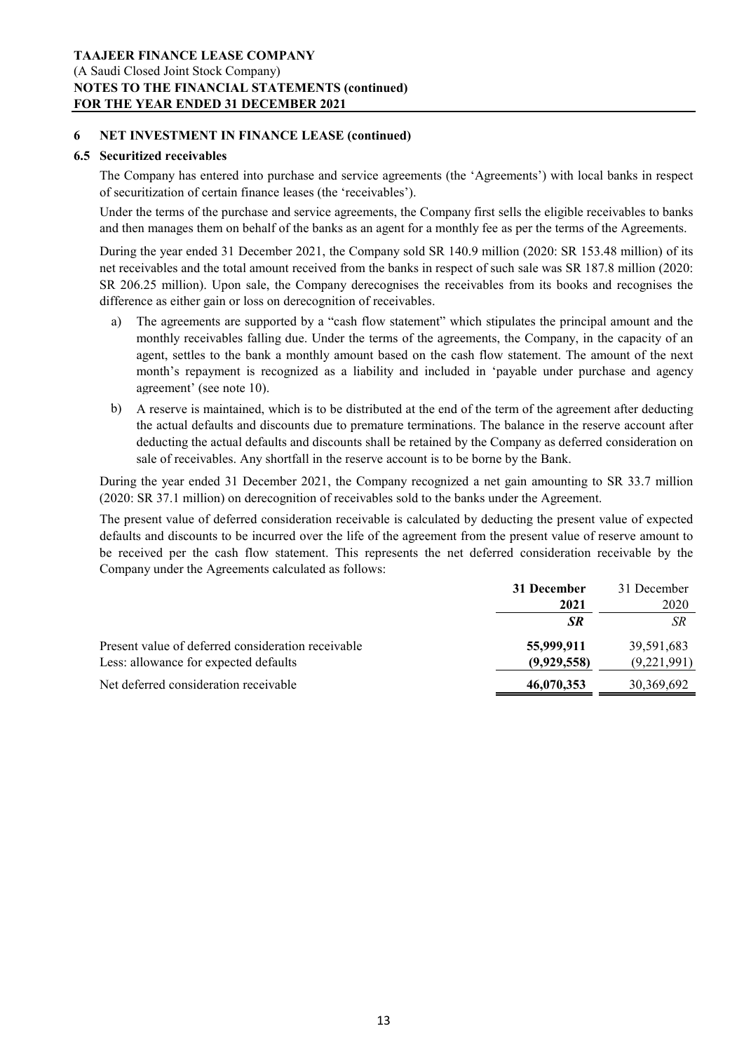## 6 NET INVESTMENT IN FINANCE LEASE (continued)

### 6.5 Securitized receivables

The Company has entered into purchase and service agreements (the 'Agreements') with local banks in respect of securitization of certain finance leases (the 'receivables').

Under the terms of the purchase and service agreements, the Company first sells the eligible receivables to banks and then manages them on behalf of the banks as an agent for a monthly fee as per the terms of the Agreements.

During the year ended 31 December 2021, the Company sold SR 140.9 million (2020: SR 153.48 million) of its net receivables and the total amount received from the banks in respect of such sale was SR 187.8 million (2020: SR 206.25 million). Upon sale, the Company derecognises the receivables from its books and recognises the difference as either gain or loss on derecognition of receivables.

a) The agreements are supported by a "cash flow statement" which stipulates the principal amount and the monthly receivables falling due. Under the terms of the agreements, the Company, in the capacity of an agent, settles to the bank a monthly amount based on the cash flow statement. The amount of the next month's repayment is recognized as a liability and included in 'payable under purchase and agency agreement' (see note 10).

b) A reserve is maintained, which is to be distributed at the end of the term of the agreement after deducting the actual defaults and discounts due to premature terminations. The balance in the reserve account after deducting the actual defaults and discounts shall be retained by the Company as deferred consideration on sale of receivables. Any shortfall in the reserve account is to be borne by the Bank.

During the year ended 31 December 2021, the Company recognized a net gain amounting to SR 33.7 million (2020: SR 37.1 million) on derecognition of receivables sold to the banks under the Agreement.

The present value of deferred consideration receivable is calculated by deducting the present value of expected defaults and discounts to be incurred over the life of the agreement from the present value of reserve amount to be received per the cash flow statement. This represents the net deferred consideration receivable by the Company under the Agreements calculated as follows:

| | **31 December 2021** | 31 December 2020 |
|---|---|---|
| | ***SR*** | *SR* |
| Present value of deferred consideration receivable | **55,999,911** | 39,591,683 |
| Less: allowance for expected defaults | **(9,929,558)** | (9,221,991) |
| Net deferred consideration receivable | **46,070,353** | 30,369,692 |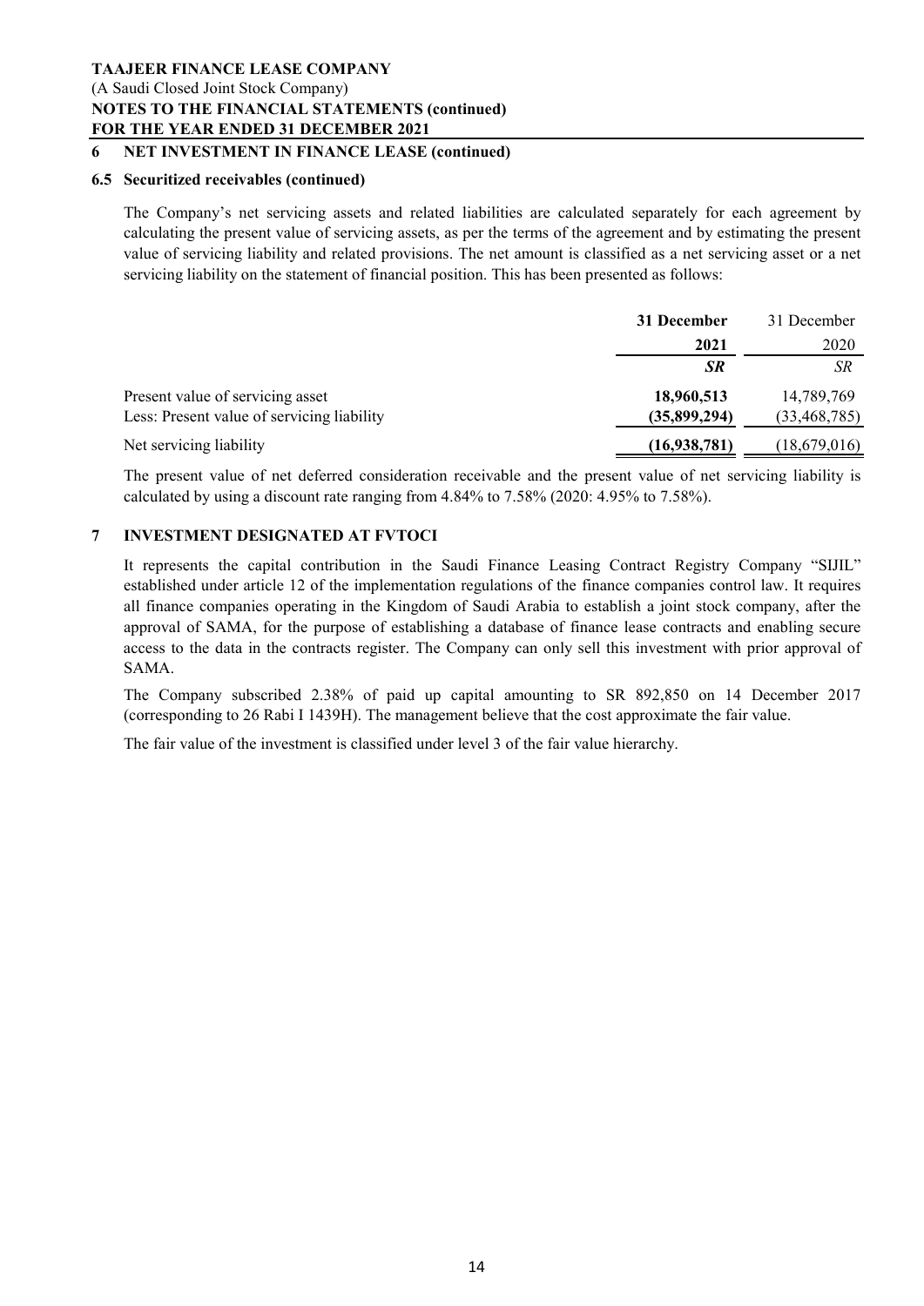## 6 NET INVESTMENT IN FINANCE LEASE (continued)

### 6.5 Securitized receivables (continued)

The Company's net servicing assets and related liabilities are calculated separately for each agreement by calculating the present value of servicing assets, as per the terms of the agreement and by estimating the present value of servicing liability and related provisions. The net amount is classified as a net servicing asset or a net servicing liability on the statement of financial position. This has been presented as follows:

| | **31 December 2021** | 31 December 2020 |
|---|---|---|
| | ***SR*** | *SR* |
| Present value of servicing asset | **18,960,513** | 14,789,769 |
| Less: Present value of servicing liability | **(35,899,294)** | (33,468,785) |
| Net servicing liability | **(16,938,781)** | (18,679,016) |

The present value of net deferred consideration receivable and the present value of net servicing liability is calculated by using a discount rate ranging from 4.84% to 7.58% (2020: 4.95% to 7.58%).

## 7 INVESTMENT DESIGNATED AT FVTOCI

It represents the capital contribution in the Saudi Finance Leasing Contract Registry Company "SIJIL" established under article 12 of the implementation regulations of the finance companies control law. It requires all finance companies operating in the Kingdom of Saudi Arabia to establish a joint stock company, after the approval of SAMA, for the purpose of establishing a database of finance lease contracts and enabling secure access to the data in the contracts register. The Company can only sell this investment with prior approval of SAMA.

The Company subscribed 2.38% of paid up capital amounting to SR 892,850 on 14 December 2017 (corresponding to 26 Rabi I 1439H). The management believe that the cost approximate the fair value.

The fair value of the investment is classified under level 3 of the fair value hierarchy.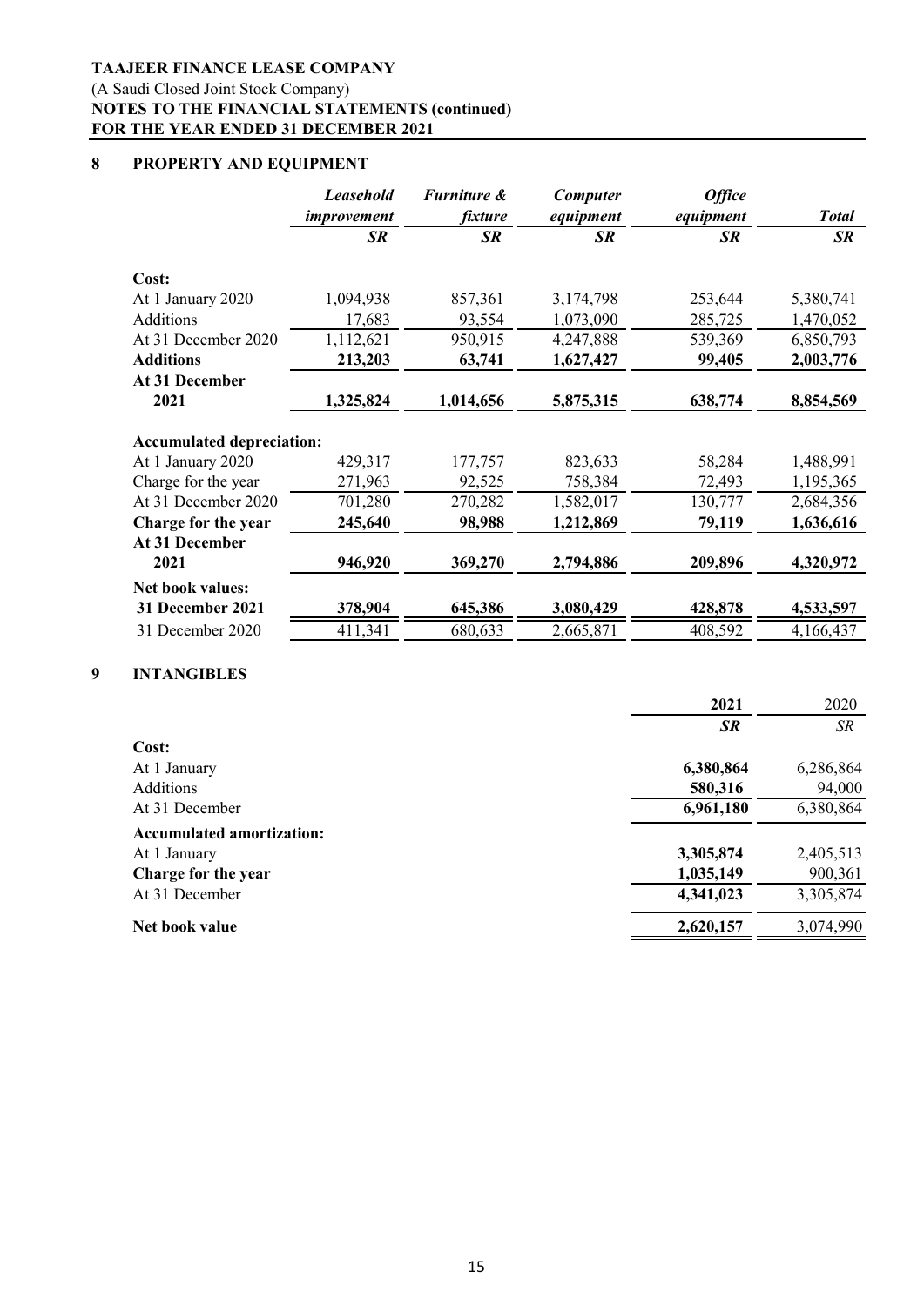**TAAJEER FINANCE LEASE COMPANY**
(A Saudi Closed Joint Stock Company)
**NOTES TO THE FINANCIAL STATEMENTS (continued)**
**FOR THE YEAR ENDED 31 DECEMBER 2021**

## 8 PROPERTY AND EQUIPMENT

| | *Leasehold improvement* | *Furniture & fixture* | *Computer equipment* | *Office equipment* | *Total* |
|---|---|---|---|---|---|
| | *SR* | *SR* | *SR* | *SR* | *SR* |
| **Cost:** | | | | | |
| At 1 January 2020 | 1,094,938 | 857,361 | 3,174,798 | 253,644 | 5,380,741 |
| Additions | 17,683 | 93,554 | 1,073,090 | 285,725 | 1,470,052 |
| At 31 December 2020 | 1,112,621 | 950,915 | 4,247,888 | 539,369 | 6,850,793 |
| **Additions** | **213,203** | **63,741** | **1,627,427** | **99,405** | **2,003,776** |
| **At 31 December 2021** | **1,325,824** | **1,014,656** | **5,875,315** | **638,774** | **8,854,569** |
| **Accumulated depreciation:** | | | | | |
| At 1 January 2020 | 429,317 | 177,757 | 823,633 | 58,284 | 1,488,991 |
| Charge for the year | 271,963 | 92,525 | 758,384 | 72,493 | 1,195,365 |
| At 31 December 2020 | 701,280 | 270,282 | 1,582,017 | 130,777 | 2,684,356 |
| **Charge for the year** | **245,640** | **98,988** | **1,212,869** | **79,119** | **1,636,616** |
| **At 31 December 2021** | **946,920** | **369,270** | **2,794,886** | **209,896** | **4,320,972** |
| **Net book values:** | | | | | |
| **31 December 2021** | **378,904** | **645,386** | **3,080,429** | **428,878** | **4,533,597** |
| 31 December 2020 | 411,341 | 680,633 | 2,665,871 | 408,592 | 4,166,437 |

## 9 INTANGIBLES

| | **2021** | 2020 |
|---|---|---|
| | ***SR*** | *SR* |
| **Cost:** | | |
| At 1 January | **6,380,864** | 6,286,864 |
| Additions | **580,316** | 94,000 |
| At 31 December | **6,961,180** | 6,380,864 |
| **Accumulated amortization:** | | |
| At 1 January | **3,305,874** | 2,405,513 |
| **Charge for the year** | **1,035,149** | 900,361 |
| At 31 December | **4,341,023** | 3,305,874 |
| **Net book value** | **2,620,157** | 3,074,990 |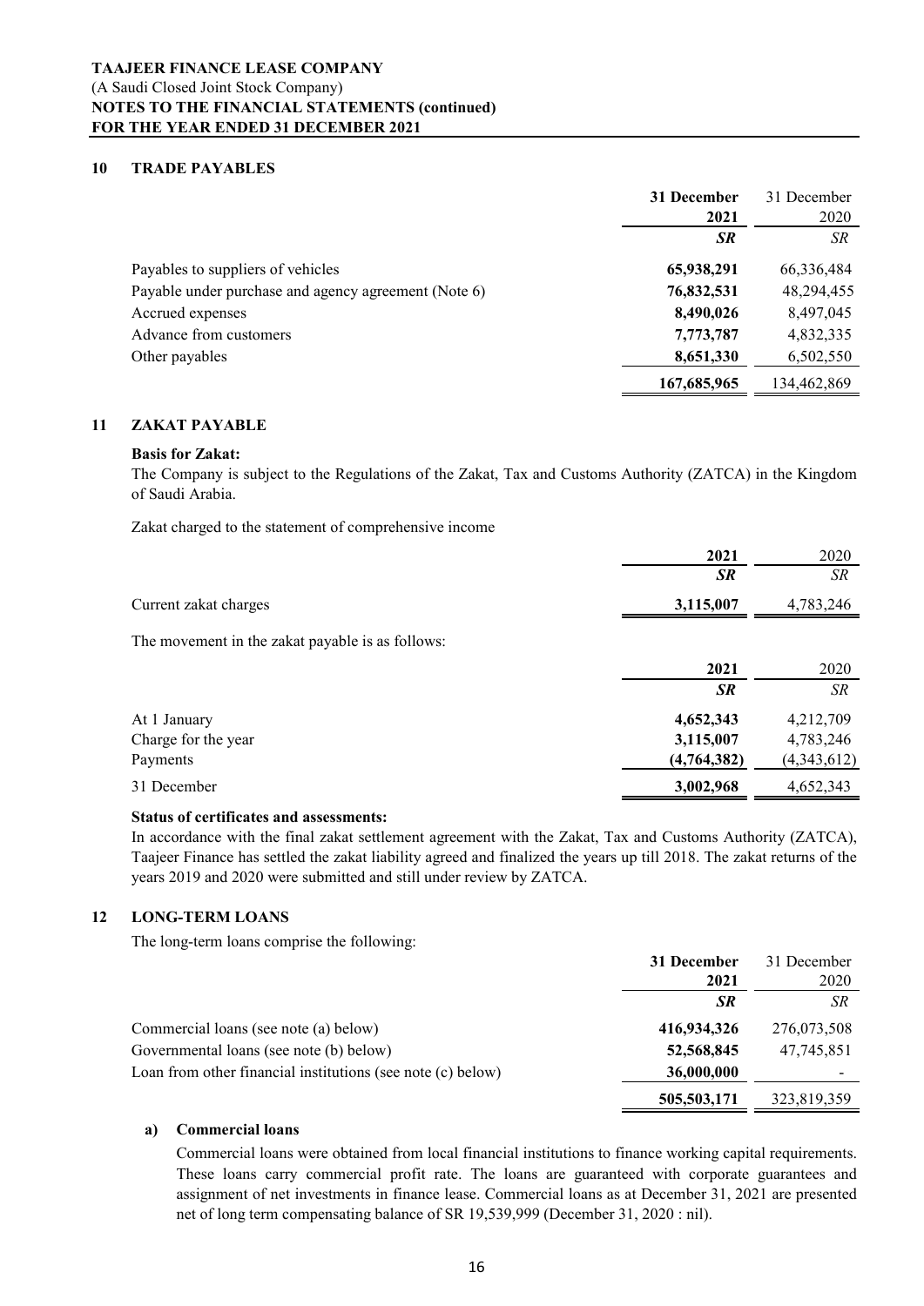**TAAJEER FINANCE LEASE COMPANY**
(A Saudi Closed Joint Stock Company)
**NOTES TO THE FINANCIAL STATEMENTS (continued)**
**FOR THE YEAR ENDED 31 DECEMBER 2021**

## 10 TRADE PAYABLES

| | **31 December 2021** | 31 December 2020 |
|---|---|---|
| | ***SR*** | *SR* |
| Payables to suppliers of vehicles | **65,938,291** | 66,336,484 |
| Payable under purchase and agency agreement (Note 6) | **76,832,531** | 48,294,455 |
| Accrued expenses | **8,490,026** | 8,497,045 |
| Advance from customers | **7,773,787** | 4,832,335 |
| Other payables | **8,651,330** | 6,502,550 |
| | **167,685,965** | 134,462,869 |

## 11 ZAKAT PAYABLE

**Basis for Zakat:**

The Company is subject to the Regulations of the Zakat, Tax and Customs Authority (ZATCA) in the Kingdom of Saudi Arabia.

Zakat charged to the statement of comprehensive income

| | **2021** | 2020 |
|---|---|---|
| | ***SR*** | *SR* |
| Current zakat charges | **3,115,007** | 4,783,246 |

The movement in the zakat payable is as follows:

| | **2021** | 2020 |
|---|---|---|
| | ***SR*** | *SR* |
| At 1 January | **4,652,343** | 4,212,709 |
| Charge for the year | **3,115,007** | 4,783,246 |
| Payments | **(4,764,382)** | (4,343,612) |
| 31 December | **3,002,968** | 4,652,343 |

**Status of certificates and assessments:**

In accordance with the final zakat settlement agreement with the Zakat, Tax and Customs Authority (ZATCA), Taajeer Finance has settled the zakat liability agreed and finalized the years up till 2018. The zakat returns of the years 2019 and 2020 were submitted and still under review by ZATCA.

## 12 LONG-TERM LOANS

The long-term loans comprise the following:

| | **31 December 2021** | 31 December 2020 |
|---|---|---|
| | ***SR*** | *SR* |
| Commercial loans (see note (a) below) | **416,934,326** | 276,073,508 |
| Governmental loans (see note (b) below) | **52,568,845** | 47,745,851 |
| Loan from other financial institutions (see note (c) below) | **36,000,000** | - |
| | **505,503,171** | 323,819,359 |

**a) Commercial loans**

Commercial loans were obtained from local financial institutions to finance working capital requirements. These loans carry commercial profit rate. The loans are guaranteed with corporate guarantees and assignment of net investments in finance lease. Commercial loans as at December 31, 2021 are presented net of long term compensating balance of SR 19,539,999 (December 31, 2020 : nil).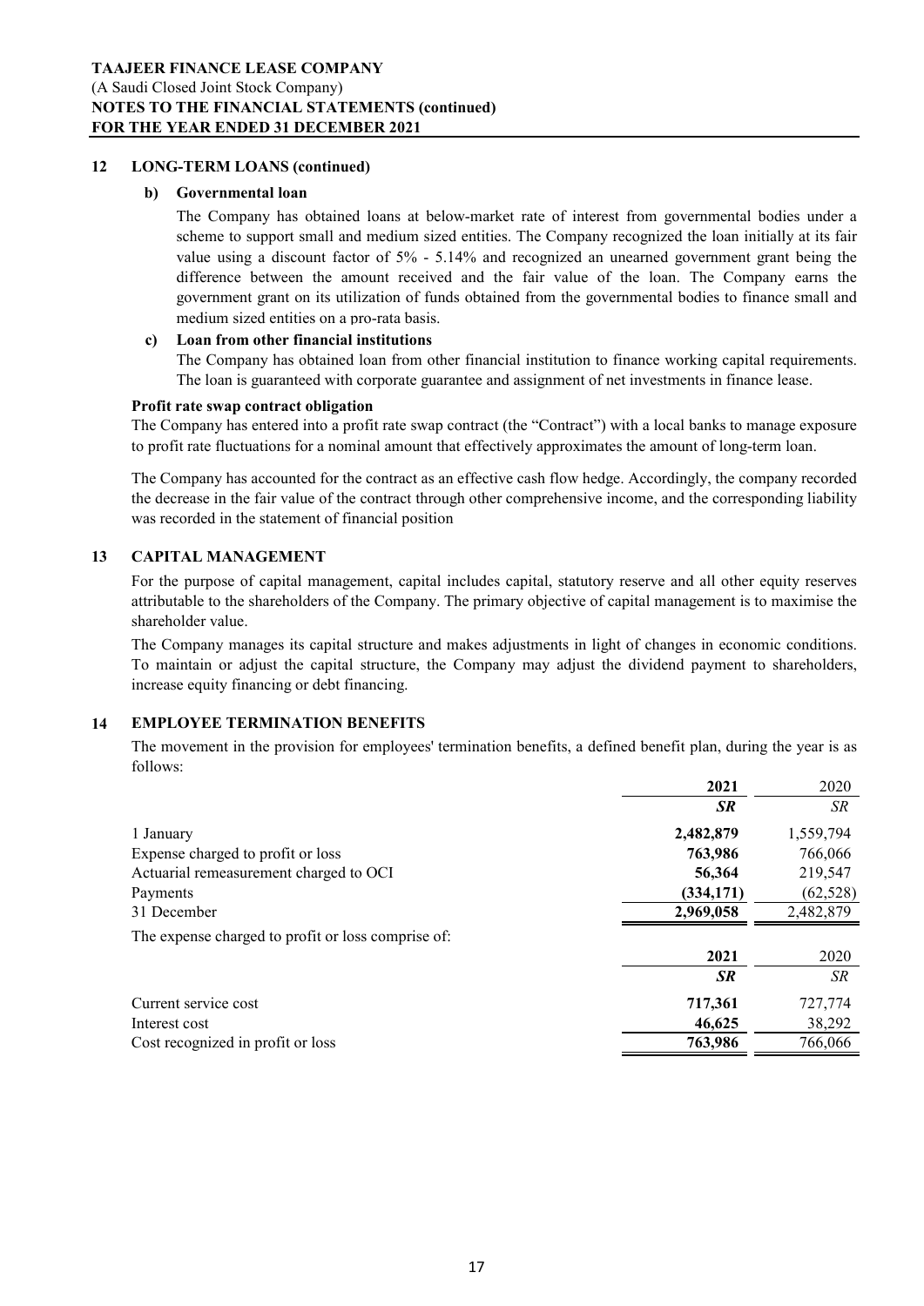## 12 LONG-TERM LOANS (continued)

**b) Governmental loan**

The Company has obtained loans at below-market rate of interest from governmental bodies under a scheme to support small and medium sized entities. The Company recognized the loan initially at its fair value using a discount factor of 5% - 5.14% and recognized an unearned government grant being the difference between the amount received and the fair value of the loan. The Company earns the government grant on its utilization of funds obtained from the governmental bodies to finance small and medium sized entities on a pro-rata basis.

**c) Loan from other financial institutions**

The Company has obtained loan from other financial institution to finance working capital requirements. The loan is guaranteed with corporate guarantee and assignment of net investments in finance lease.

**Profit rate swap contract obligation**

The Company has entered into a profit rate swap contract (the "Contract") with a local banks to manage exposure to profit rate fluctuations for a nominal amount that effectively approximates the amount of long-term loan.

The Company has accounted for the contract as an effective cash flow hedge. Accordingly, the company recorded the decrease in the fair value of the contract through other comprehensive income, and the corresponding liability was recorded in the statement of financial position

## 13 CAPITAL MANAGEMENT

For the purpose of capital management, capital includes capital, statutory reserve and all other equity reserves attributable to the shareholders of the Company. The primary objective of capital management is to maximise the shareholder value.

The Company manages its capital structure and makes adjustments in light of changes in economic conditions. To maintain or adjust the capital structure, the Company may adjust the dividend payment to shareholders, increase equity financing or debt financing.

## 14 EMPLOYEE TERMINATION BENEFITS

The movement in the provision for employees' termination benefits, a defined benefit plan, during the year is as follows:

| | **2021** | 2020 |
|---|---|---|
| | ***SR*** | *SR* |
| 1 January | **2,482,879** | 1,559,794 |
| Expense charged to profit or loss | **763,986** | 766,066 |
| Actuarial remeasurement charged to OCI | **56,364** | 219,547 |
| Payments | **(334,171)** | (62,528) |
| 31 December | **2,969,058** | 2,482,879 |

The expense charged to profit or loss comprise of:

| | **2021** | 2020 |
|---|---|---|
| | ***SR*** | *SR* |
| Current service cost | **717,361** | 727,774 |
| Interest cost | **46,625** | 38,292 |
| Cost recognized in profit or loss | **763,986** | 766,066 |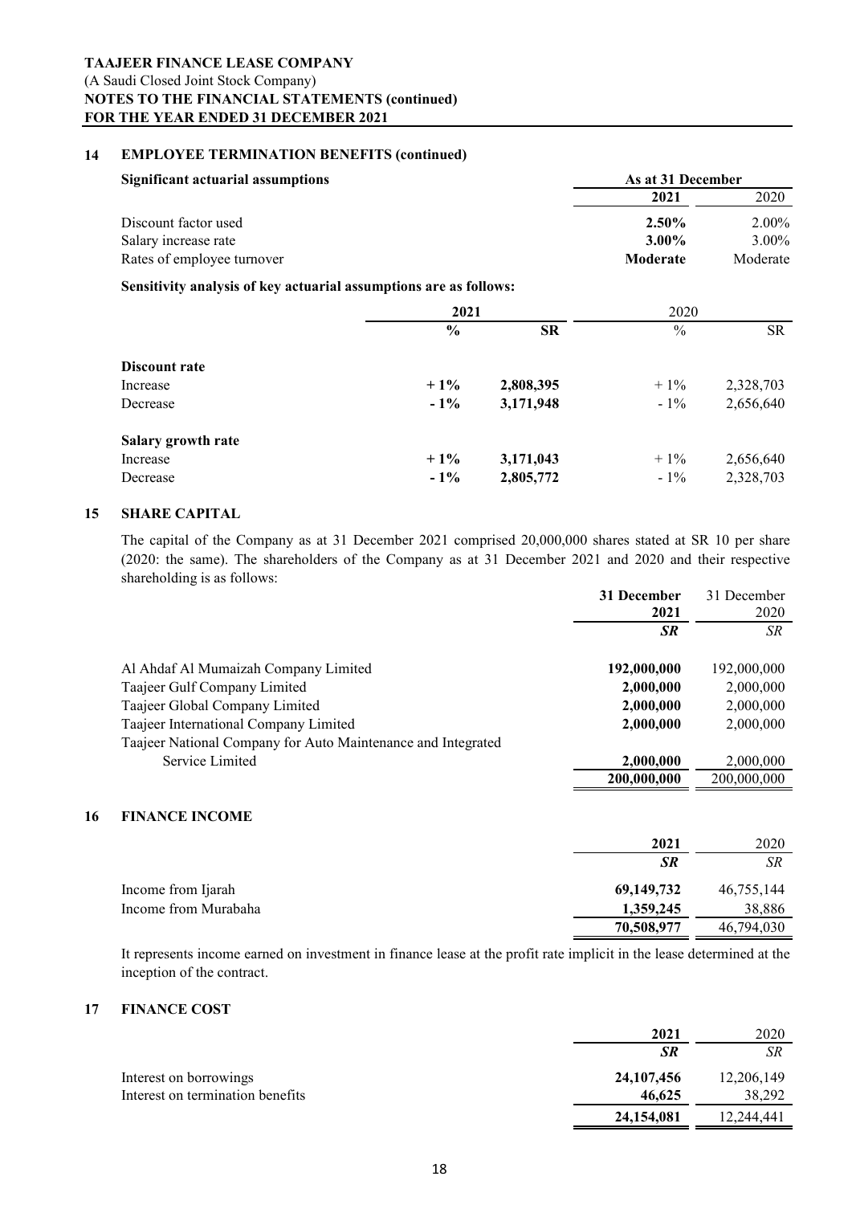**TAAJEER FINANCE LEASE COMPANY**
(A Saudi Closed Joint Stock Company)
**NOTES TO THE FINANCIAL STATEMENTS (continued)**
**FOR THE YEAR ENDED 31 DECEMBER 2021**

## 14 EMPLOYEE TERMINATION BENEFITS (continued)

| **Significant actuarial assumptions** | **As at 31 December 2021** | **2020** |
|---|---|---|
| Discount factor used | **2.50%** | 2.00% |
| Salary increase rate | **3.00%** | 3.00% |
| Rates of employee turnover | **Moderate** | Moderate |

**Sensitivity analysis of key actuarial assumptions are as follows:**

| | **2021** | | 2020 | |
|---|---|---|---|---|
| | **%** | **SR** | % | SR |
| **Discount rate** | | | | |
| Increase | **+ 1%** | **2,808,395** | + 1% | 2,328,703 |
| Decrease | **- 1%** | **3,171,948** | - 1% | 2,656,640 |
| **Salary growth rate** | | | | |
| Increase | **+ 1%** | **3,171,043** | + 1% | 2,656,640 |
| Decrease | **- 1%** | **2,805,772** | - 1% | 2,328,703 |

## 15 SHARE CAPITAL

The capital of the Company as at 31 December 2021 comprised 20,000,000 shares stated at SR 10 per share (2020: the same). The shareholders of the Company as at 31 December 2021 and 2020 and their respective shareholding is as follows:

| | **31 December 2021** | 31 December 2020 |
|---|---|---|
| | ***SR*** | *SR* |
| Al Ahdaf Al Mumaizah Company Limited | **192,000,000** | 192,000,000 |
| Taajeer Gulf Company Limited | **2,000,000** | 2,000,000 |
| Taajeer Global Company Limited | **2,000,000** | 2,000,000 |
| Taajeer International Company Limited | **2,000,000** | 2,000,000 |
| Taajeer National Company for Auto Maintenance and Integrated Service Limited | **2,000,000** | 2,000,000 |
| | **200,000,000** | 200,000,000 |

## 16 FINANCE INCOME

| | **2021** | 2020 |
|---|---|---|
| | ***SR*** | *SR* |
| Income from Ijarah | **69,149,732** | 46,755,144 |
| Income from Murabaha | **1,359,245** | 38,886 |
| | **70,508,977** | 46,794,030 |

It represents income earned on investment in finance lease at the profit rate implicit in the lease determined at the inception of the contract.

## 17 FINANCE COST

| | **2021** | 2020 |
|---|---|---|
| | ***SR*** | *SR* |
| Interest on borrowings | **24,107,456** | 12,206,149 |
| Interest on termination benefits | **46,625** | 38,292 |
| | **24,154,081** | 12,244,441 |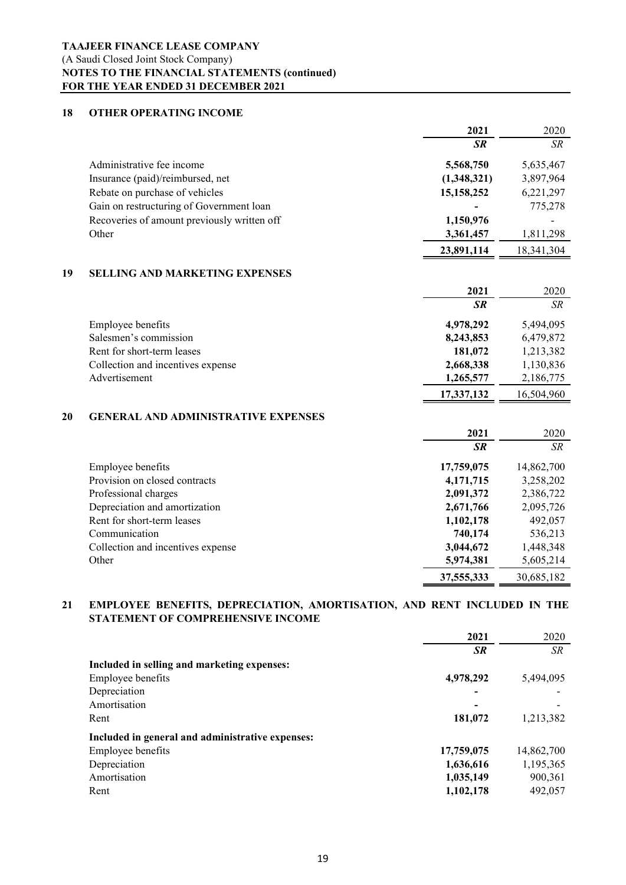**TAAJEER FINANCE LEASE COMPANY**
(A Saudi Closed Joint Stock Company)
**NOTES TO THE FINANCIAL STATEMENTS (continued)**
**FOR THE YEAR ENDED 31 DECEMBER 2021**

## 18 OTHER OPERATING INCOME

| | 2021 | 2020 |
|---|---|---|
| | *SR* | *SR* |
| Administrative fee income | **5,568,750** | 5,635,467 |
| Insurance (paid)/reimbursed, net | **(1,348,321)** | 3,897,964 |
| Rebate on purchase of vehicles | **15,158,252** | 6,221,297 |
| Gain on restructuring of Government loan | **-** | 775,278 |
| Recoveries of amount previously written off | **1,150,976** | - |
| Other | **3,361,457** | 1,811,298 |
| | **23,891,114** | 18,341,304 |

## 19 SELLING AND MARKETING EXPENSES

| | 2021 | 2020 |
|---|---|---|
| | *SR* | *SR* |
| Employee benefits | **4,978,292** | 5,494,095 |
| Salesmen's commission | **8,243,853** | 6,479,872 |
| Rent for short-term leases | **181,072** | 1,213,382 |
| Collection and incentives expense | **2,668,338** | 1,130,836 |
| Advertisement | **1,265,577** | 2,186,775 |
| | **17,337,132** | 16,504,960 |

## 20 GENERAL AND ADMINISTRATIVE EXPENSES

| | 2021 | 2020 |
|---|---|---|
| | *SR* | *SR* |
| Employee benefits | **17,759,075** | 14,862,700 |
| Provision on closed contracts | **4,171,715** | 3,258,202 |
| Professional charges | **2,091,372** | 2,386,722 |
| Depreciation and amortization | **2,671,766** | 2,095,726 |
| Rent for short-term leases | **1,102,178** | 492,057 |
| Communication | **740,174** | 536,213 |
| Collection and incentives expense | **3,044,672** | 1,448,348 |
| Other | **5,974,381** | 5,605,214 |
| | **37,555,333** | 30,685,182 |

## 21 EMPLOYEE BENEFITS, DEPRECIATION, AMORTISATION, AND RENT INCLUDED IN THE STATEMENT OF COMPREHENSIVE INCOME

| | 2021 | 2020 |
|---|---|---|
| | *SR* | *SR* |
| **Included in selling and marketing expenses:** | | |
| Employee benefits | **4,978,292** | 5,494,095 |
| Depreciation | **-** | - |
| Amortisation | **-** | - |
| Rent | **181,072** | 1,213,382 |
| **Included in general and administrative expenses:** | | |
| Employee benefits | **17,759,075** | 14,862,700 |
| Depreciation | **1,636,616** | 1,195,365 |
| Amortisation | **1,035,149** | 900,361 |
| Rent | **1,102,178** | 492,057 |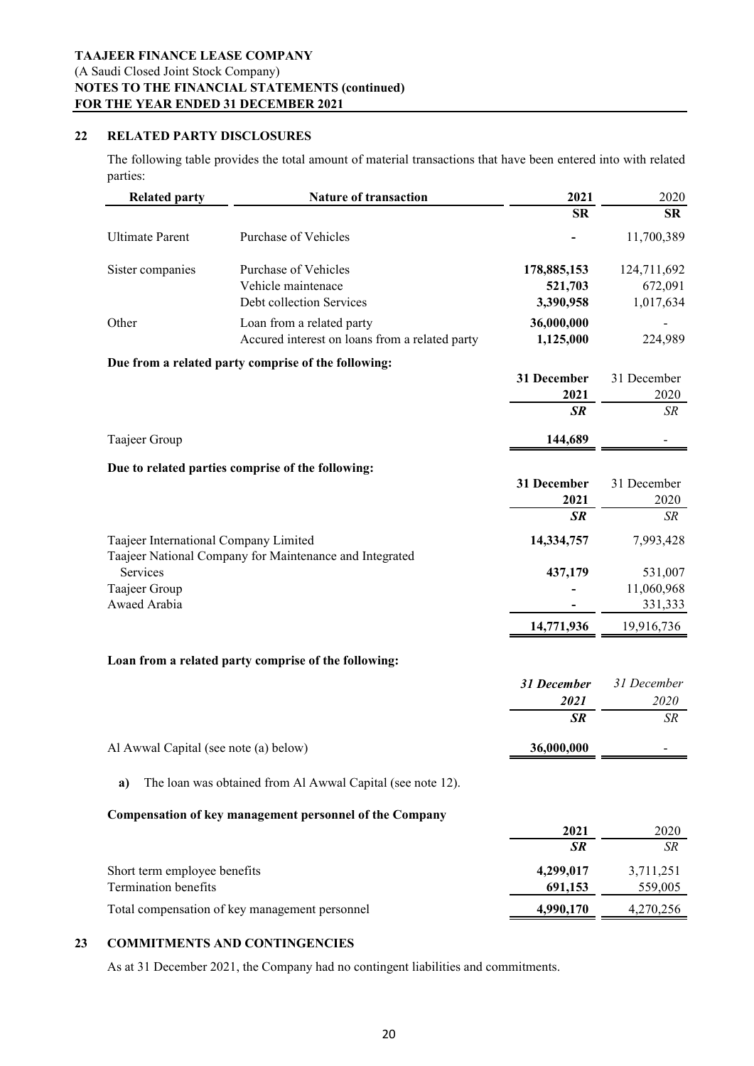## 22 RELATED PARTY DISCLOSURES

The following table provides the total amount of material transactions that have been entered into with related parties:

| Related party | Nature of transaction | 2021 | 2020 |
|---|---|---|---|
| | | **SR** | **SR** |
| Ultimate Parent | Purchase of Vehicles | **-** | 11,700,389 |
| Sister companies | Purchase of Vehicles | **178,885,153** | 124,711,692 |
| | Vehicle maintenace | **521,703** | 672,091 |
| | Debt collection Services | **3,390,958** | 1,017,634 |
| Other | Loan from a related party | **36,000,000** | - |
| | Accured interest on loans from a related party | **1,125,000** | 224,989 |

**Due from a related party comprise of the following:**

| | 31 December 2021 | 31 December 2020 |
|---|---|---|
| | ***SR*** | *SR* |
| Taajeer Group | **144,689** | - |

**Due to related parties comprise of the following:**

| | 31 December 2021 | 31 December 2020 |
|---|---|---|
| | ***SR*** | *SR* |
| Taajeer International Company Limited | **14,334,757** | 7,993,428 |
| Taajeer National Company for Maintenance and Integrated Services | **437,179** | 531,007 |
| Taajeer Group | **-** | 11,060,968 |
| Awaed Arabia | **-** | 331,333 |
| | **14,771,936** | 19,916,736 |

**Loan from a related party comprise of the following:**

| | *31 December 2021* | *31 December 2020* |
|---|---|---|
| | ***SR*** | *SR* |
| Al Awwal Capital (see note (a) below) | **36,000,000** | - |

**a)** The loan was obtained from Al Awwal Capital (see note 12).

**Compensation of key management personnel of the Company**

| | 2021 | 2020 |
|---|---|---|
| | ***SR*** | *SR* |
| Short term employee benefits | **4,299,017** | 3,711,251 |
| Termination benefits | **691,153** | 559,005 |
| Total compensation of key management personnel | **4,990,170** | 4,270,256 |

## 23 COMMITMENTS AND CONTINGENCIES

As at 31 December 2021, the Company had no contingent liabilities and commitments.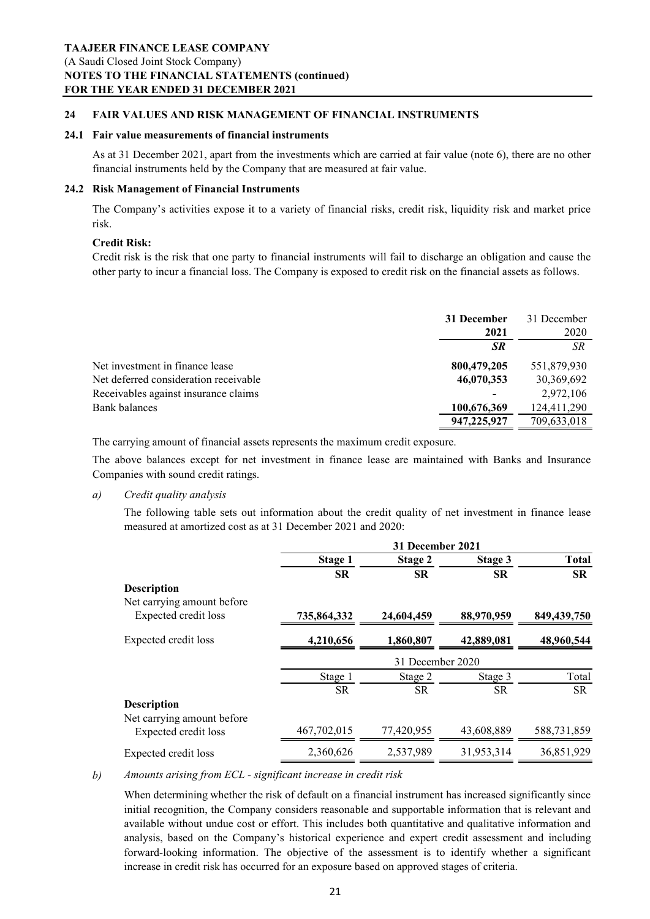## 24 FAIR VALUES AND RISK MANAGEMENT OF FINANCIAL INSTRUMENTS

### 24.1 Fair value measurements of financial instruments

As at 31 December 2021, apart from the investments which are carried at fair value (note 6), there are no other financial instruments held by the Company that are measured at fair value.

### 24.2 Risk Management of Financial Instruments

The Company's activities expose it to a variety of financial risks, credit risk, liquidity risk and market price risk.

**Credit Risk:**

Credit risk is the risk that one party to financial instruments will fail to discharge an obligation and cause the other party to incur a financial loss. The Company is exposed to credit risk on the financial assets as follows.

| | **31 December 2021** | 31 December 2020 |
|---|---|---|
| | ***SR*** | *SR* |
| Net investment in finance lease | **800,479,205** | 551,879,930 |
| Net deferred consideration receivable | **46,070,353** | 30,369,692 |
| Receivables against insurance claims | **-** | 2,972,106 |
| Bank balances | **100,676,369** | 124,411,290 |
| | **947,225,927** | 709,633,018 |

The carrying amount of financial assets represents the maximum credit exposure.

The above balances except for net investment in finance lease are maintained with Banks and Insurance Companies with sound credit ratings.

*a) Credit quality analysis*

The following table sets out information about the credit quality of net investment in finance lease measured at amortized cost as at 31 December 2021 and 2020:

| | **31 December 2021** | | | |
|---|---|---|---|---|
| | **Stage 1** | **Stage 2** | **Stage 3** | **Total** |
| | **SR** | **SR** | **SR** | **SR** |
| **Description** | | | | |
| Net carrying amount before Expected credit loss | **735,864,332** | **24,604,459** | **88,970,959** | **849,439,750** |
| Expected credit loss | **4,210,656** | **1,860,807** | **42,889,081** | **48,960,544** |

| | 31 December 2020 | | | |
|---|---|---|---|---|
| | Stage 1 | Stage 2 | Stage 3 | Total |
| | SR | SR | SR | SR |
| **Description** | | | | |
| Net carrying amount before Expected credit loss | 467,702,015 | 77,420,955 | 43,608,889 | 588,731,859 |
| Expected credit loss | 2,360,626 | 2,537,989 | 31,953,314 | 36,851,929 |

*b) Amounts arising from ECL - significant increase in credit risk*

When determining whether the risk of default on a financial instrument has increased significantly since initial recognition, the Company considers reasonable and supportable information that is relevant and available without undue cost or effort. This includes both quantitative and qualitative information and analysis, based on the Company's historical experience and expert credit assessment and including forward-looking information. The objective of the assessment is to identify whether a significant increase in credit risk has occurred for an exposure based on approved stages of criteria.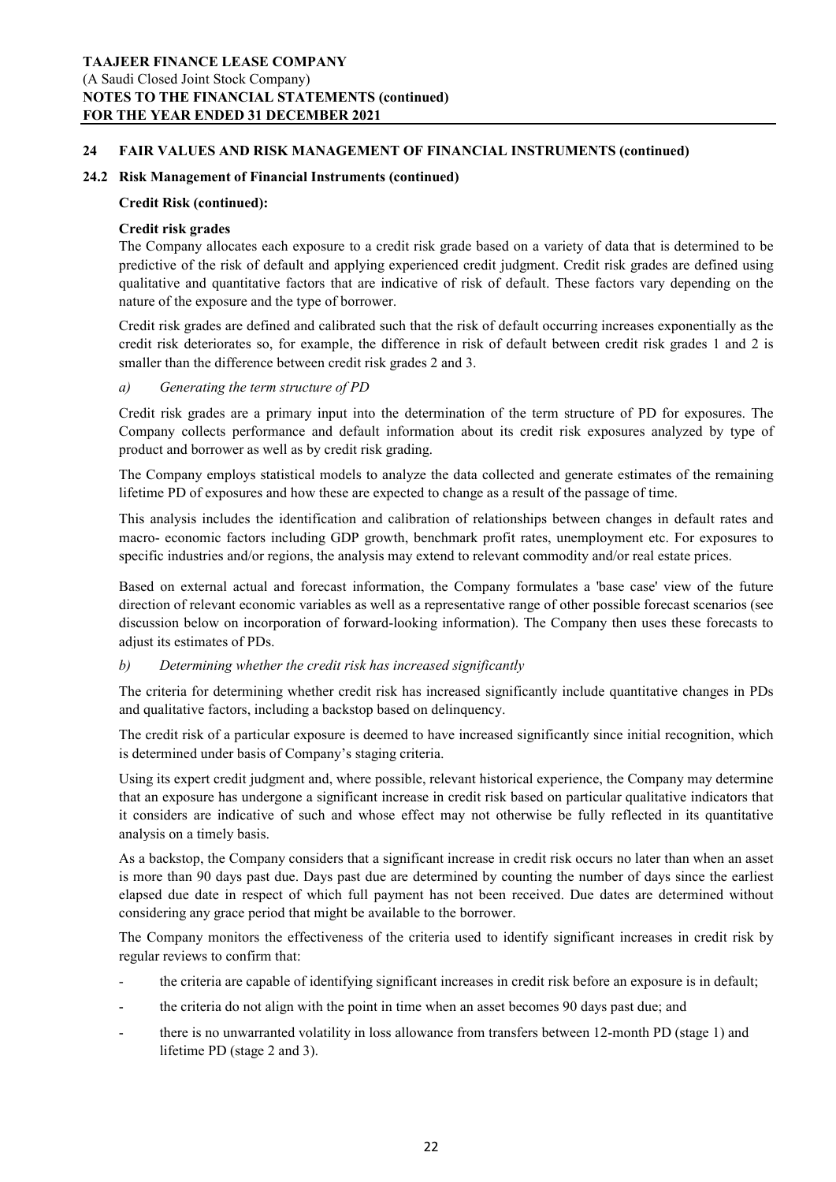## 24 FAIR VALUES AND RISK MANAGEMENT OF FINANCIAL INSTRUMENTS (continued)

### 24.2 Risk Management of Financial Instruments (continued)

**Credit Risk (continued):**

**Credit risk grades**

The Company allocates each exposure to a credit risk grade based on a variety of data that is determined to be predictive of the risk of default and applying experienced credit judgment. Credit risk grades are defined using qualitative and quantitative factors that are indicative of risk of default. These factors vary depending on the nature of the exposure and the type of borrower.

Credit risk grades are defined and calibrated such that the risk of default occurring increases exponentially as the credit risk deteriorates so, for example, the difference in risk of default between credit risk grades 1 and 2 is smaller than the difference between credit risk grades 2 and 3.

*a) Generating the term structure of PD*

Credit risk grades are a primary input into the determination of the term structure of PD for exposures. The Company collects performance and default information about its credit risk exposures analyzed by type of product and borrower as well as by credit risk grading.

The Company employs statistical models to analyze the data collected and generate estimates of the remaining lifetime PD of exposures and how these are expected to change as a result of the passage of time.

This analysis includes the identification and calibration of relationships between changes in default rates and macro- economic factors including GDP growth, benchmark profit rates, unemployment etc. For exposures to specific industries and/or regions, the analysis may extend to relevant commodity and/or real estate prices.

Based on external actual and forecast information, the Company formulates a 'base case' view of the future direction of relevant economic variables as well as a representative range of other possible forecast scenarios (see discussion below on incorporation of forward-looking information). The Company then uses these forecasts to adjust its estimates of PDs.

*b) Determining whether the credit risk has increased significantly*

The criteria for determining whether credit risk has increased significantly include quantitative changes in PDs and qualitative factors, including a backstop based on delinquency.

The credit risk of a particular exposure is deemed to have increased significantly since initial recognition, which is determined under basis of Company's staging criteria.

Using its expert credit judgment and, where possible, relevant historical experience, the Company may determine that an exposure has undergone a significant increase in credit risk based on particular qualitative indicators that it considers are indicative of such and whose effect may not otherwise be fully reflected in its quantitative analysis on a timely basis.

As a backstop, the Company considers that a significant increase in credit risk occurs no later than when an asset is more than 90 days past due. Days past due are determined by counting the number of days since the earliest elapsed due date in respect of which full payment has not been received. Due dates are determined without considering any grace period that might be available to the borrower.

The Company monitors the effectiveness of the criteria used to identify significant increases in credit risk by regular reviews to confirm that:

- the criteria are capable of identifying significant increases in credit risk before an exposure is in default;
- the criteria do not align with the point in time when an asset becomes 90 days past due; and
- there is no unwarranted volatility in loss allowance from transfers between 12-month PD (stage 1) and lifetime PD (stage 2 and 3).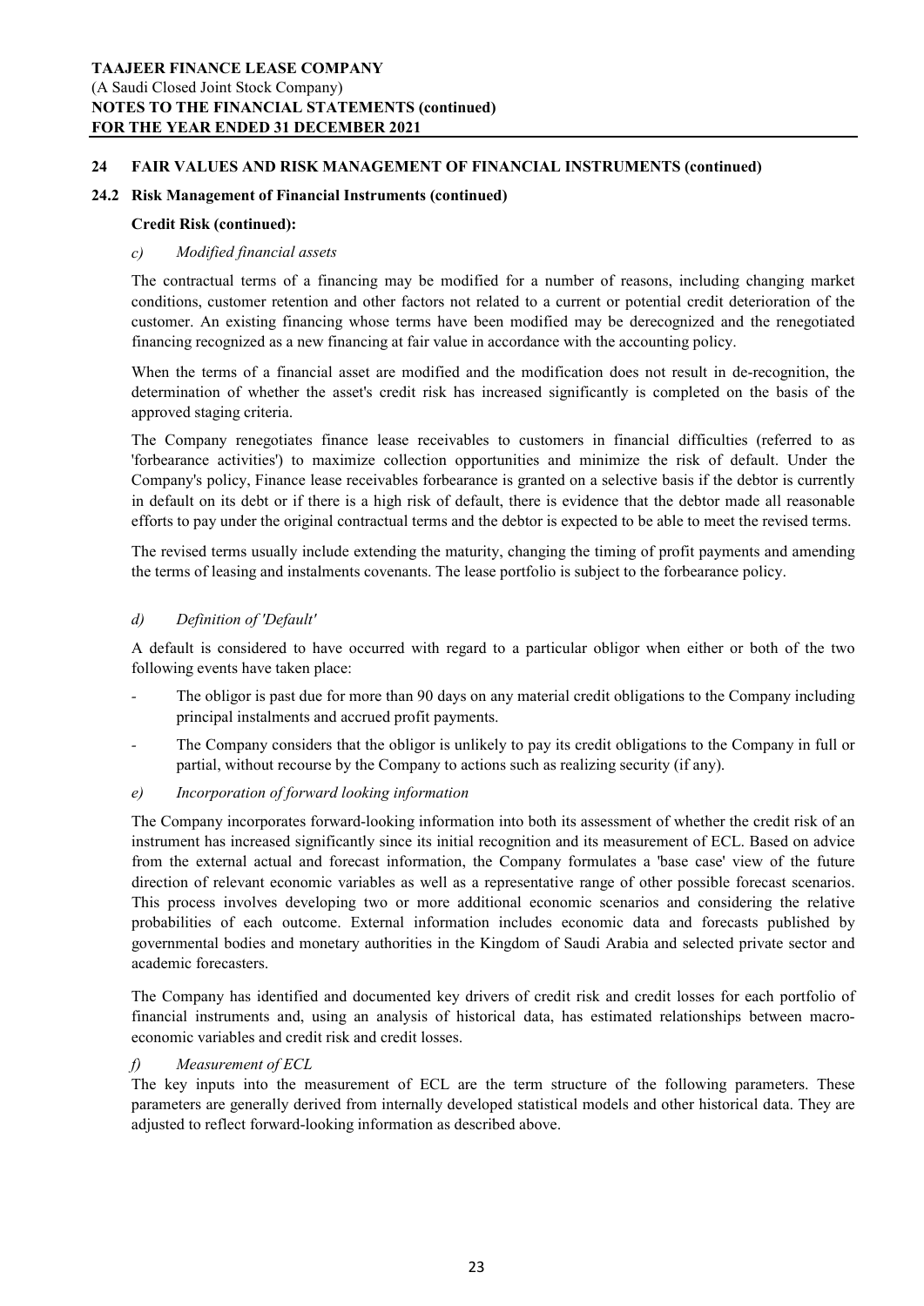## 24 FAIR VALUES AND RISK MANAGEMENT OF FINANCIAL INSTRUMENTS (continued)

### 24.2 Risk Management of Financial Instruments (continued)

**Credit Risk (continued):**

*c) Modified financial assets*

The contractual terms of a financing may be modified for a number of reasons, including changing market conditions, customer retention and other factors not related to a current or potential credit deterioration of the customer. An existing financing whose terms have been modified may be derecognized and the renegotiated financing recognized as a new financing at fair value in accordance with the accounting policy.

When the terms of a financial asset are modified and the modification does not result in de-recognition, the determination of whether the asset's credit risk has increased significantly is completed on the basis of the approved staging criteria.

The Company renegotiates finance lease receivables to customers in financial difficulties (referred to as 'forbearance activities') to maximize collection opportunities and minimize the risk of default. Under the Company's policy, Finance lease receivables forbearance is granted on a selective basis if the debtor is currently in default on its debt or if there is a high risk of default, there is evidence that the debtor made all reasonable efforts to pay under the original contractual terms and the debtor is expected to be able to meet the revised terms.

The revised terms usually include extending the maturity, changing the timing of profit payments and amending the terms of leasing and instalments covenants. The lease portfolio is subject to the forbearance policy.

*d) Definition of 'Default'*

A default is considered to have occurred with regard to a particular obligor when either or both of the two following events have taken place:

- The obligor is past due for more than 90 days on any material credit obligations to the Company including principal instalments and accrued profit payments.
- The Company considers that the obligor is unlikely to pay its credit obligations to the Company in full or partial, without recourse by the Company to actions such as realizing security (if any).

*e) Incorporation of forward looking information*

The Company incorporates forward-looking information into both its assessment of whether the credit risk of an instrument has increased significantly since its initial recognition and its measurement of ECL. Based on advice from the external actual and forecast information, the Company formulates a 'base case' view of the future direction of relevant economic variables as well as a representative range of other possible forecast scenarios. This process involves developing two or more additional economic scenarios and considering the relative probabilities of each outcome. External information includes economic data and forecasts published by governmental bodies and monetary authorities in the Kingdom of Saudi Arabia and selected private sector and academic forecasters.

The Company has identified and documented key drivers of credit risk and credit losses for each portfolio of financial instruments and, using an analysis of historical data, has estimated relationships between macro-economic variables and credit risk and credit losses.

*f) Measurement of ECL*

The key inputs into the measurement of ECL are the term structure of the following parameters. These parameters are generally derived from internally developed statistical models and other historical data. They are adjusted to reflect forward-looking information as described above.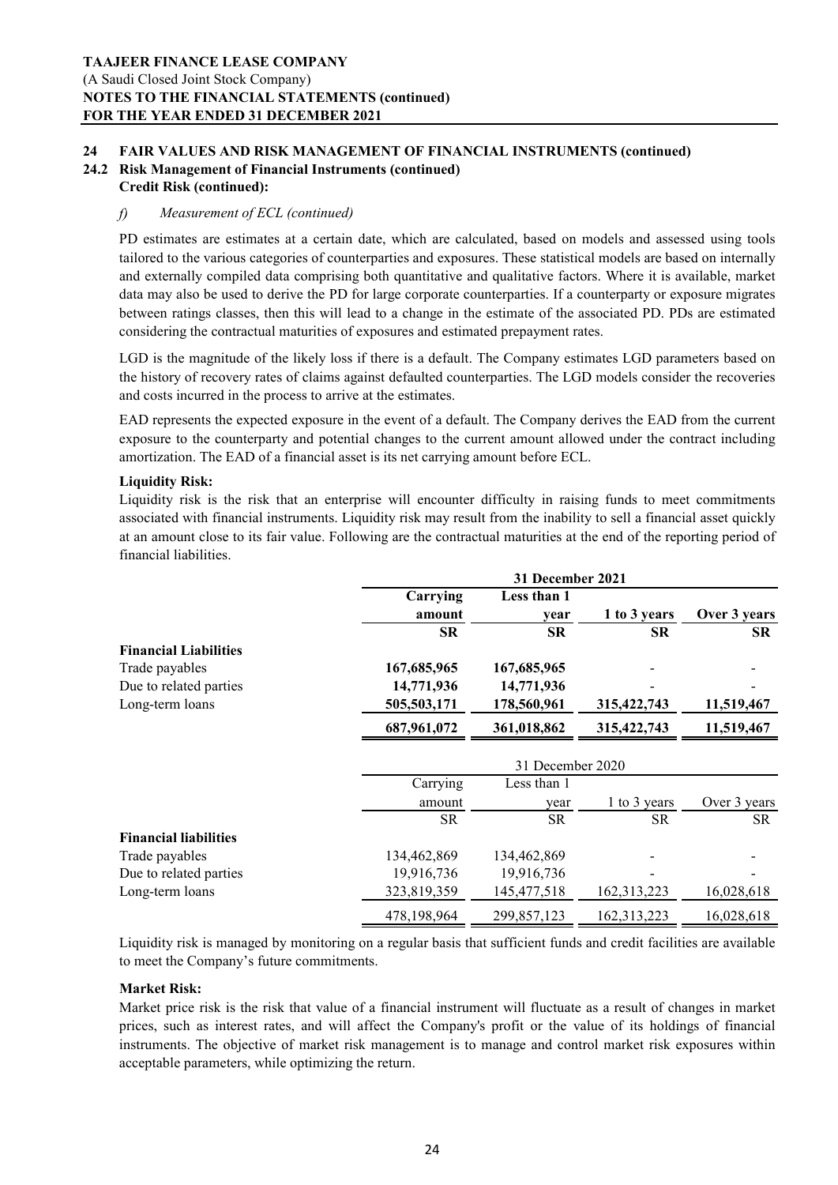## 24 FAIR VALUES AND RISK MANAGEMENT OF FINANCIAL INSTRUMENTS (continued)

### 24.2 Risk Management of Financial Instruments (continued)

**Credit Risk (continued):**

*f) Measurement of ECL (continued)*

PD estimates are estimates at a certain date, which are calculated, based on models and assessed using tools tailored to the various categories of counterparties and exposures. These statistical models are based on internally and externally compiled data comprising both quantitative and qualitative factors. Where it is available, market data may also be used to derive the PD for large corporate counterparties. If a counterparty or exposure migrates between ratings classes, then this will lead to a change in the estimate of the associated PD. PDs are estimated considering the contractual maturities of exposures and estimated prepayment rates.

LGD is the magnitude of the likely loss if there is a default. The Company estimates LGD parameters based on the history of recovery rates of claims against defaulted counterparties. The LGD models consider the recoveries and costs incurred in the process to arrive at the estimates.

EAD represents the expected exposure in the event of a default. The Company derives the EAD from the current exposure to the counterparty and potential changes to the current amount allowed under the contract including amortization. The EAD of a financial asset is its net carrying amount before ECL.

**Liquidity Risk:**

Liquidity risk is the risk that an enterprise will encounter difficulty in raising funds to meet commitments associated with financial instruments. Liquidity risk may result from the inability to sell a financial asset quickly at an amount close to its fair value. Following are the contractual maturities at the end of the reporting period of financial liabilities.

| | 31 December 2021 | | | |
|---|---|---|---|---|
| | Carrying amount | Less than 1 year | 1 to 3 years | Over 3 years |
| | SR | SR | SR | SR |
| **Financial Liabilities** | | | | |
| Trade payables | 167,685,965 | 167,685,965 | - | - |
| Due to related parties | 14,771,936 | 14,771,936 | - | - |
| Long-term loans | 505,503,171 | 178,560,961 | 315,422,743 | 11,519,467 |
| | 687,961,072 | 361,018,862 | 315,422,743 | 11,519,467 |

| | 31 December 2020 | | | |
|---|---|---|---|---|
| | Carrying amount | Less than 1 year | 1 to 3 years | Over 3 years |
| | SR | SR | SR | SR |
| **Financial liabilities** | | | | |
| Trade payables | 134,462,869 | 134,462,869 | - | - |
| Due to related parties | 19,916,736 | 19,916,736 | - | - |
| Long-term loans | 323,819,359 | 145,477,518 | 162,313,223 | 16,028,618 |
| | 478,198,964 | 299,857,123 | 162,313,223 | 16,028,618 |

Liquidity risk is managed by monitoring on a regular basis that sufficient funds and credit facilities are available to meet the Company's future commitments.

**Market Risk:**

Market price risk is the risk that value of a financial instrument will fluctuate as a result of changes in market prices, such as interest rates, and will affect the Company's profit or the value of its holdings of financial instruments. The objective of market risk management is to manage and control market risk exposures within acceptable parameters, while optimizing the return.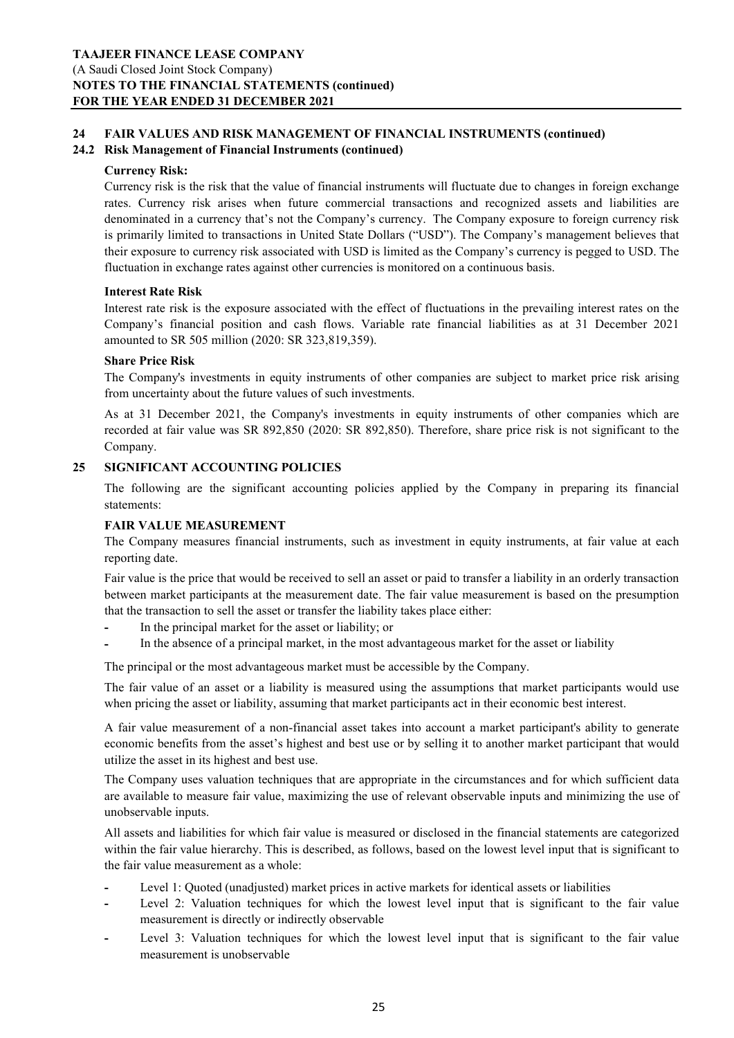## 24 FAIR VALUES AND RISK MANAGEMENT OF FINANCIAL INSTRUMENTS (continued)

### 24.2 Risk Management of Financial Instruments (continued)

**Currency Risk:**

Currency risk is the risk that the value of financial instruments will fluctuate due to changes in foreign exchange rates. Currency risk arises when future commercial transactions and recognized assets and liabilities are denominated in a currency that's not the Company's currency. The Company exposure to foreign currency risk is primarily limited to transactions in United State Dollars ("USD"). The Company's management believes that their exposure to currency risk associated with USD is limited as the Company's currency is pegged to USD. The fluctuation in exchange rates against other currencies is monitored on a continuous basis.

**Interest Rate Risk**

Interest rate risk is the exposure associated with the effect of fluctuations in the prevailing interest rates on the Company's financial position and cash flows. Variable rate financial liabilities as at 31 December 2021 amounted to SR 505 million (2020: SR 323,819,359).

**Share Price Risk**

The Company's investments in equity instruments of other companies are subject to market price risk arising from uncertainty about the future values of such investments.

As at 31 December 2021, the Company's investments in equity instruments of other companies which are recorded at fair value was SR 892,850 (2020: SR 892,850). Therefore, share price risk is not significant to the Company.

## 25 SIGNIFICANT ACCOUNTING POLICIES

The following are the significant accounting policies applied by the Company in preparing its financial statements:

**FAIR VALUE MEASUREMENT**

The Company measures financial instruments, such as investment in equity instruments, at fair value at each reporting date.

Fair value is the price that would be received to sell an asset or paid to transfer a liability in an orderly transaction between market participants at the measurement date. The fair value measurement is based on the presumption that the transaction to sell the asset or transfer the liability takes place either:

- In the principal market for the asset or liability; or
- In the absence of a principal market, in the most advantageous market for the asset or liability

The principal or the most advantageous market must be accessible by the Company.

The fair value of an asset or a liability is measured using the assumptions that market participants would use when pricing the asset or liability, assuming that market participants act in their economic best interest.

A fair value measurement of a non-financial asset takes into account a market participant's ability to generate economic benefits from the asset's highest and best use or by selling it to another market participant that would utilize the asset in its highest and best use.

The Company uses valuation techniques that are appropriate in the circumstances and for which sufficient data are available to measure fair value, maximizing the use of relevant observable inputs and minimizing the use of unobservable inputs.

All assets and liabilities for which fair value is measured or disclosed in the financial statements are categorized within the fair value hierarchy. This is described, as follows, based on the lowest level input that is significant to the fair value measurement as a whole:

- Level 1: Quoted (unadjusted) market prices in active markets for identical assets or liabilities
- Level 2: Valuation techniques for which the lowest level input that is significant to the fair value measurement is directly or indirectly observable
- Level 3: Valuation techniques for which the lowest level input that is significant to the fair value measurement is unobservable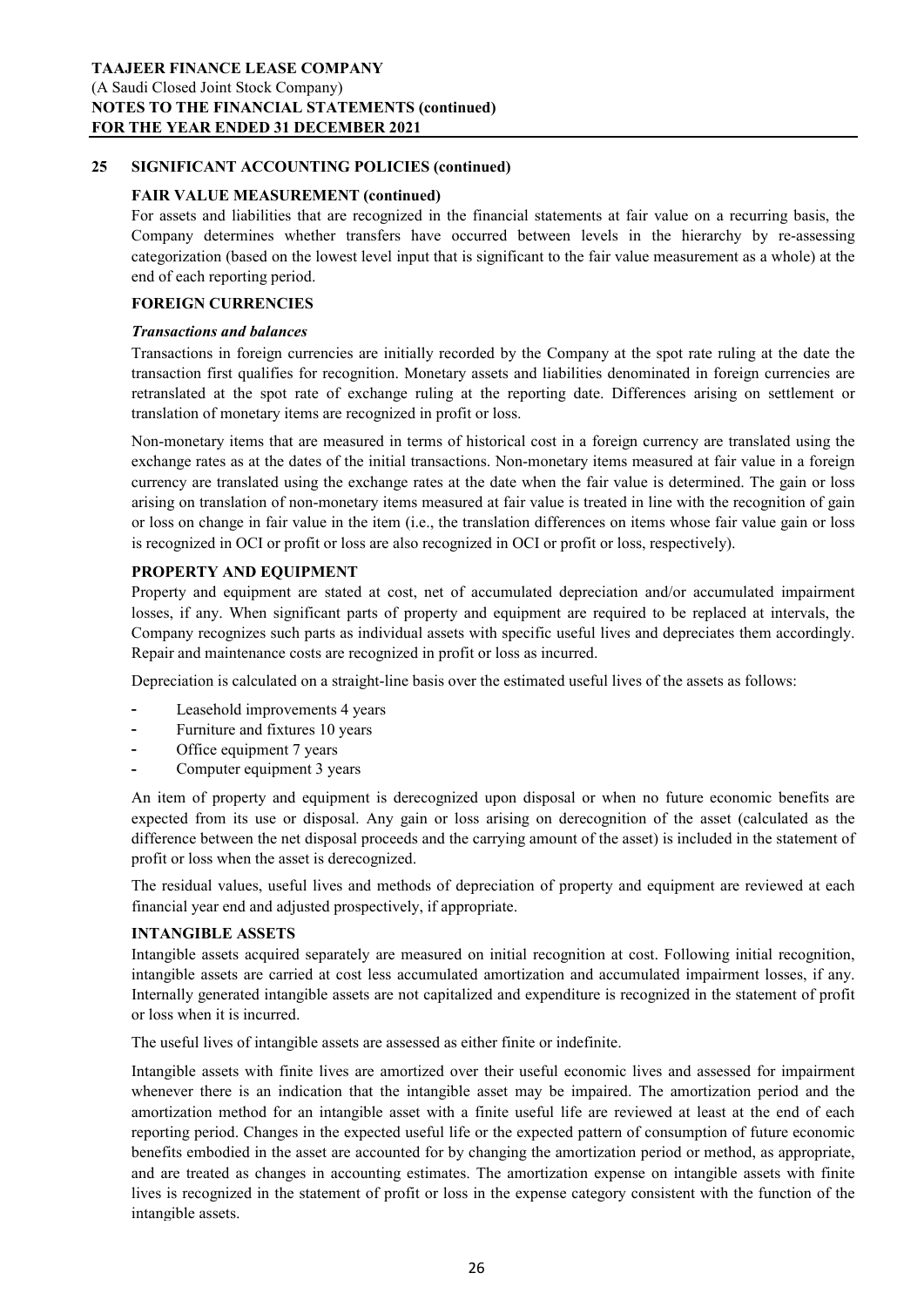## 25 SIGNIFICANT ACCOUNTING POLICIES (continued)

### FAIR VALUE MEASUREMENT (continued)

For assets and liabilities that are recognized in the financial statements at fair value on a recurring basis, the Company determines whether transfers have occurred between levels in the hierarchy by re-assessing categorization (based on the lowest level input that is significant to the fair value measurement as a whole) at the end of each reporting period.

### FOREIGN CURRENCIES

***Transactions and balances***

Transactions in foreign currencies are initially recorded by the Company at the spot rate ruling at the date the transaction first qualifies for recognition. Monetary assets and liabilities denominated in foreign currencies are retranslated at the spot rate of exchange ruling at the reporting date. Differences arising on settlement or translation of monetary items are recognized in profit or loss.

Non-monetary items that are measured in terms of historical cost in a foreign currency are translated using the exchange rates as at the dates of the initial transactions. Non-monetary items measured at fair value in a foreign currency are translated using the exchange rates at the date when the fair value is determined. The gain or loss arising on translation of non-monetary items measured at fair value is treated in line with the recognition of gain or loss on change in fair value in the item (i.e., the translation differences on items whose fair value gain or loss is recognized in OCI or profit or loss are also recognized in OCI or profit or loss, respectively).

### PROPERTY AND EQUIPMENT

Property and equipment are stated at cost, net of accumulated depreciation and/or accumulated impairment losses, if any. When significant parts of property and equipment are required to be replaced at intervals, the Company recognizes such parts as individual assets with specific useful lives and depreciates them accordingly. Repair and maintenance costs are recognized in profit or loss as incurred.

Depreciation is calculated on a straight-line basis over the estimated useful lives of the assets as follows:

- Leasehold improvements 4 years
- Furniture and fixtures 10 years
- Office equipment 7 years
- Computer equipment 3 years

An item of property and equipment is derecognized upon disposal or when no future economic benefits are expected from its use or disposal. Any gain or loss arising on derecognition of the asset (calculated as the difference between the net disposal proceeds and the carrying amount of the asset) is included in the statement of profit or loss when the asset is derecognized.

The residual values, useful lives and methods of depreciation of property and equipment are reviewed at each financial year end and adjusted prospectively, if appropriate.

### INTANGIBLE ASSETS

Intangible assets acquired separately are measured on initial recognition at cost. Following initial recognition, intangible assets are carried at cost less accumulated amortization and accumulated impairment losses, if any. Internally generated intangible assets are not capitalized and expenditure is recognized in the statement of profit or loss when it is incurred.

The useful lives of intangible assets are assessed as either finite or indefinite.

Intangible assets with finite lives are amortized over their useful economic lives and assessed for impairment whenever there is an indication that the intangible asset may be impaired. The amortization period and the amortization method for an intangible asset with a finite useful life are reviewed at least at the end of each reporting period. Changes in the expected useful life or the expected pattern of consumption of future economic benefits embodied in the asset are accounted for by changing the amortization period or method, as appropriate, and are treated as changes in accounting estimates. The amortization expense on intangible assets with finite lives is recognized in the statement of profit or loss in the expense category consistent with the function of the intangible assets.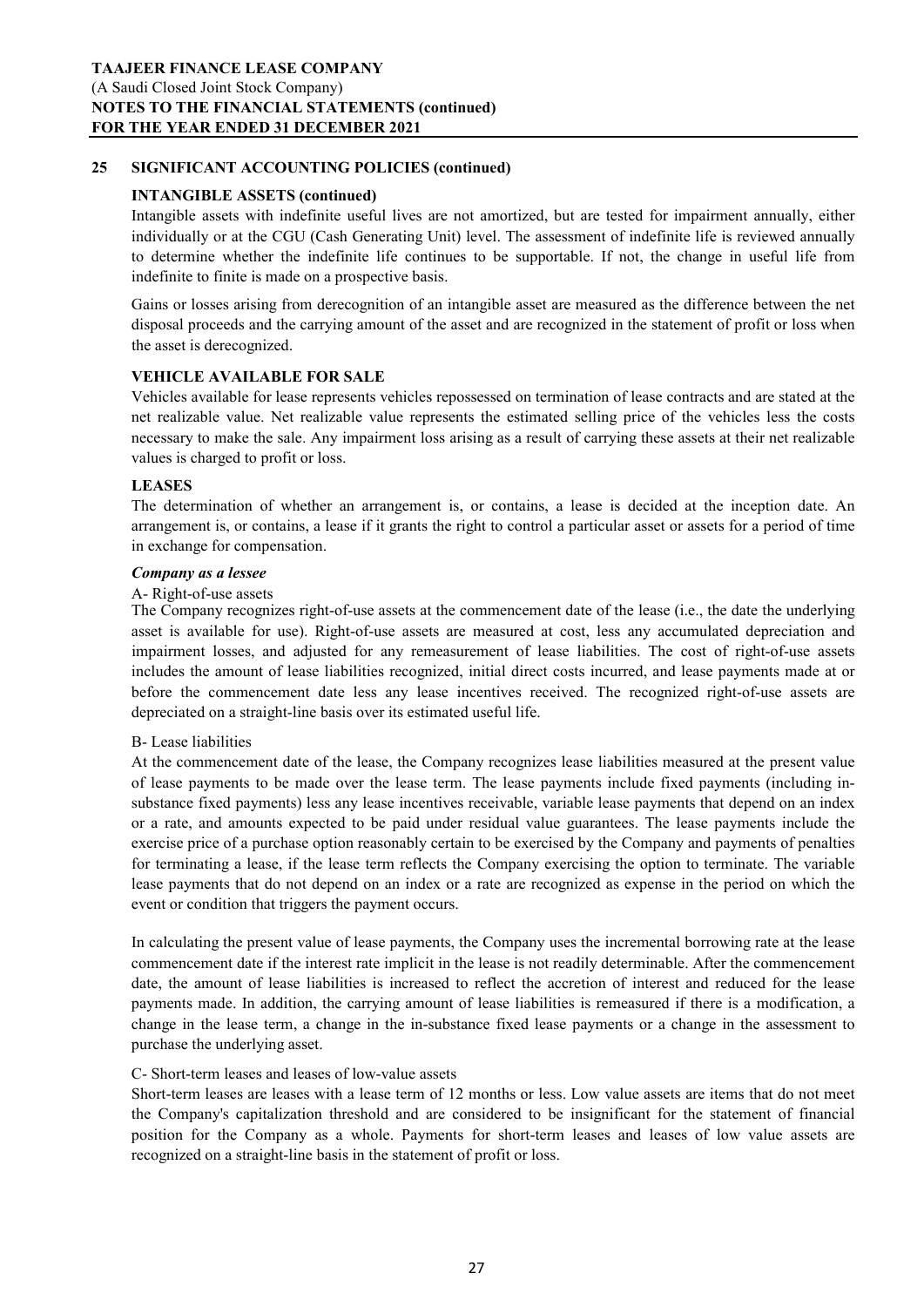## 25 SIGNIFICANT ACCOUNTING POLICIES (continued)

### INTANGIBLE ASSETS (continued)

Intangible assets with indefinite useful lives are not amortized, but are tested for impairment annually, either individually or at the CGU (Cash Generating Unit) level. The assessment of indefinite life is reviewed annually to determine whether the indefinite life continues to be supportable. If not, the change in useful life from indefinite to finite is made on a prospective basis.

Gains or losses arising from derecognition of an intangible asset are measured as the difference between the net disposal proceeds and the carrying amount of the asset and are recognized in the statement of profit or loss when the asset is derecognized.

### VEHICLE AVAILABLE FOR SALE

Vehicles available for lease represents vehicles repossessed on termination of lease contracts and are stated at the net realizable value. Net realizable value represents the estimated selling price of the vehicles less the costs necessary to make the sale. Any impairment loss arising as a result of carrying these assets at their net realizable values is charged to profit or loss.

### LEASES

The determination of whether an arrangement is, or contains, a lease is decided at the inception date. An arrangement is, or contains, a lease if it grants the right to control a particular asset or assets for a period of time in exchange for compensation.

***Company as a lessee***

A- Right-of-use assets

The Company recognizes right-of-use assets at the commencement date of the lease (i.e., the date the underlying asset is available for use). Right-of-use assets are measured at cost, less any accumulated depreciation and impairment losses, and adjusted for any remeasurement of lease liabilities. The cost of right-of-use assets includes the amount of lease liabilities recognized, initial direct costs incurred, and lease payments made at or before the commencement date less any lease incentives received. The recognized right-of-use assets are depreciated on a straight-line basis over its estimated useful life.

B- Lease liabilities

At the commencement date of the lease, the Company recognizes lease liabilities measured at the present value of lease payments to be made over the lease term. The lease payments include fixed payments (including in-substance fixed payments) less any lease incentives receivable, variable lease payments that depend on an index or a rate, and amounts expected to be paid under residual value guarantees. The lease payments include the exercise price of a purchase option reasonably certain to be exercised by the Company and payments of penalties for terminating a lease, if the lease term reflects the Company exercising the option to terminate. The variable lease payments that do not depend on an index or a rate are recognized as expense in the period on which the event or condition that triggers the payment occurs.

In calculating the present value of lease payments, the Company uses the incremental borrowing rate at the lease commencement date if the interest rate implicit in the lease is not readily determinable. After the commencement date, the amount of lease liabilities is increased to reflect the accretion of interest and reduced for the lease payments made. In addition, the carrying amount of lease liabilities is remeasured if there is a modification, a change in the lease term, a change in the in-substance fixed lease payments or a change in the assessment to purchase the underlying asset.

C- Short-term leases and leases of low-value assets

Short-term leases are leases with a lease term of 12 months or less. Low value assets are items that do not meet the Company's capitalization threshold and are considered to be insignificant for the statement of financial position for the Company as a whole. Payments for short-term leases and leases of low value assets are recognized on a straight-line basis in the statement of profit or loss.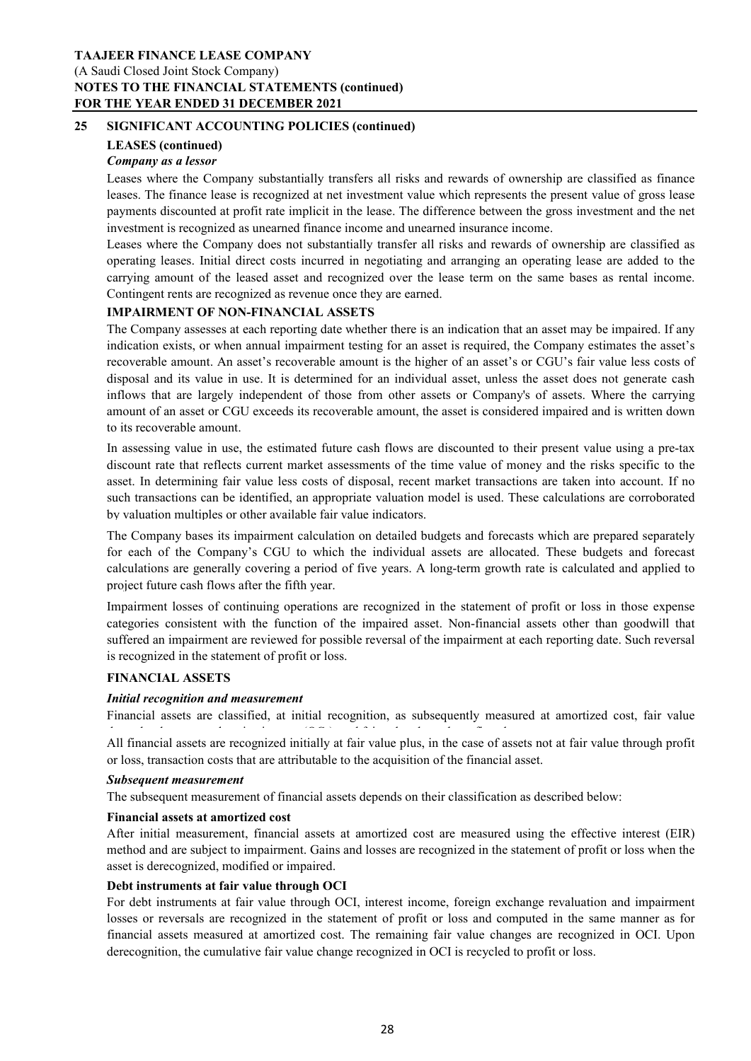## 25 SIGNIFICANT ACCOUNTING POLICIES (continued)

### LEASES (continued)

***Company as a lessor***

Leases where the Company substantially transfers all risks and rewards of ownership are classified as finance leases. The finance lease is recognized at net investment value which represents the present value of gross lease payments discounted at profit rate implicit in the lease. The difference between the gross investment and the net investment is recognized as unearned finance income and unearned insurance income.

Leases where the Company does not substantially transfer all risks and rewards of ownership are classified as operating leases. Initial direct costs incurred in negotiating and arranging an operating lease are added to the carrying amount of the leased asset and recognized over the lease term on the same bases as rental income. Contingent rents are recognized as revenue once they are earned.

### IMPAIRMENT OF NON-FINANCIAL ASSETS

The Company assesses at each reporting date whether there is an indication that an asset may be impaired. If any indication exists, or when annual impairment testing for an asset is required, the Company estimates the asset's recoverable amount. An asset's recoverable amount is the higher of an asset's or CGU's fair value less costs of disposal and its value in use. It is determined for an individual asset, unless the asset does not generate cash inflows that are largely independent of those from other assets or Company's of assets. Where the carrying amount of an asset or CGU exceeds its recoverable amount, the asset is considered impaired and is written down to its recoverable amount.

In assessing value in use, the estimated future cash flows are discounted to their present value using a pre-tax discount rate that reflects current market assessments of the time value of money and the risks specific to the asset. In determining fair value less costs of disposal, recent market transactions are taken into account. If no such transactions can be identified, an appropriate valuation model is used. These calculations are corroborated by valuation multiples or other available fair value indicators.

The Company bases its impairment calculation on detailed budgets and forecasts which are prepared separately for each of the Company's CGU to which the individual assets are allocated. These budgets and forecast calculations are generally covering a period of five years. A long-term growth rate is calculated and applied to project future cash flows after the fifth year.

Impairment losses of continuing operations are recognized in the statement of profit or loss in those expense categories consistent with the function of the impaired asset. Non-financial assets other than goodwill that suffered an impairment are reviewed for possible reversal of the impairment at each reporting date. Such reversal is recognized in the statement of profit or loss.

### FINANCIAL ASSETS

***Initial recognition and measurement***

Financial assets are classified, at initial recognition, as subsequently measured at amortized cost, fair value through other comprehensive income (OCI), and fair value through profit or loss.

All financial assets are recognized initially at fair value plus, in the case of assets not at fair value through profit or loss, transaction costs that are attributable to the acquisition of the financial asset.

***Subsequent measurement***

The subsequent measurement of financial assets depends on their classification as described below:

**Financial assets at amortized cost**

After initial measurement, financial assets at amortized cost are measured using the effective interest (EIR) method and are subject to impairment. Gains and losses are recognized in the statement of profit or loss when the asset is derecognized, modified or impaired.

**Debt instruments at fair value through OCI**

For debt instruments at fair value through OCI, interest income, foreign exchange revaluation and impairment losses or reversals are recognized in the statement of profit or loss and computed in the same manner as for financial assets measured at amortized cost. The remaining fair value changes are recognized in OCI. Upon derecognition, the cumulative fair value change recognized in OCI is recycled to profit or loss.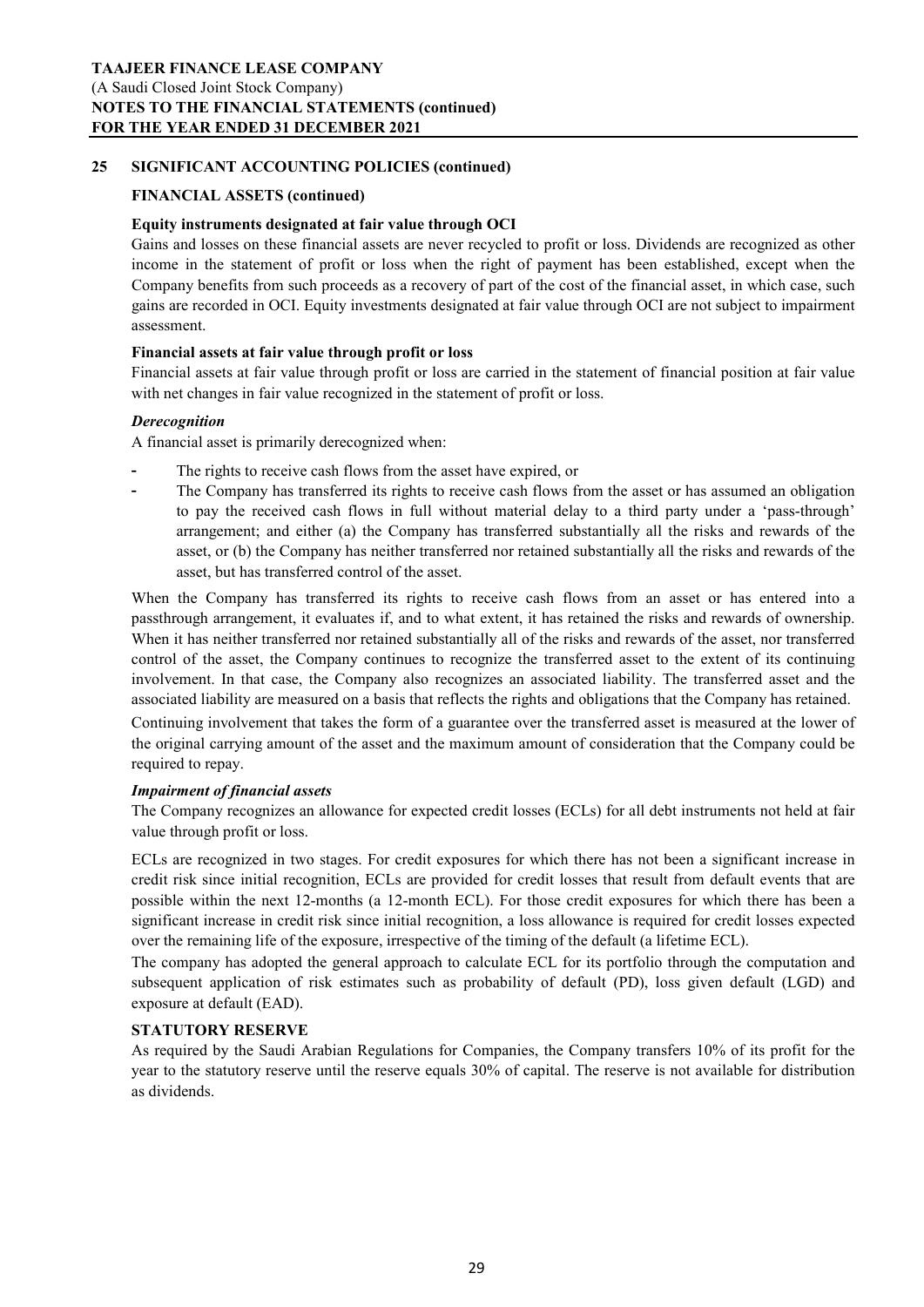**TAAJEER FINANCE LEASE COMPANY**
(A Saudi Closed Joint Stock Company)
**NOTES TO THE FINANCIAL STATEMENTS (continued)**
**FOR THE YEAR ENDED 31 DECEMBER 2021**

## 25 SIGNIFICANT ACCOUNTING POLICIES (continued)

### FINANCIAL ASSETS (continued)

**Equity instruments designated at fair value through OCI**

Gains and losses on these financial assets are never recycled to profit or loss. Dividends are recognized as other income in the statement of profit or loss when the right of payment has been established, except when the Company benefits from such proceeds as a recovery of part of the cost of the financial asset, in which case, such gains are recorded in OCI. Equity investments designated at fair value through OCI are not subject to impairment assessment.

**Financial assets at fair value through profit or loss**

Financial assets at fair value through profit or loss are carried in the statement of financial position at fair value with net changes in fair value recognized in the statement of profit or loss.

***Derecognition***

A financial asset is primarily derecognized when:

- The rights to receive cash flows from the asset have expired, or
- The Company has transferred its rights to receive cash flows from the asset or has assumed an obligation to pay the received cash flows in full without material delay to a third party under a 'pass-through' arrangement; and either (a) the Company has transferred substantially all the risks and rewards of the asset, or (b) the Company has neither transferred nor retained substantially all the risks and rewards of the asset, but has transferred control of the asset.

When the Company has transferred its rights to receive cash flows from an asset or has entered into a passthrough arrangement, it evaluates if, and to what extent, it has retained the risks and rewards of ownership. When it has neither transferred nor retained substantially all of the risks and rewards of the asset, nor transferred control of the asset, the Company continues to recognize the transferred asset to the extent of its continuing involvement. In that case, the Company also recognizes an associated liability. The transferred asset and the associated liability are measured on a basis that reflects the rights and obligations that the Company has retained.

Continuing involvement that takes the form of a guarantee over the transferred asset is measured at the lower of the original carrying amount of the asset and the maximum amount of consideration that the Company could be required to repay.

***Impairment of financial assets***

The Company recognizes an allowance for expected credit losses (ECLs) for all debt instruments not held at fair value through profit or loss.

ECLs are recognized in two stages. For credit exposures for which there has not been a significant increase in credit risk since initial recognition, ECLs are provided for credit losses that result from default events that are possible within the next 12-months (a 12-month ECL). For those credit exposures for which there has been a significant increase in credit risk since initial recognition, a loss allowance is required for credit losses expected over the remaining life of the exposure, irrespective of the timing of the default (a lifetime ECL).

The company has adopted the general approach to calculate ECL for its portfolio through the computation and subsequent application of risk estimates such as probability of default (PD), loss given default (LGD) and exposure at default (EAD).

### STATUTORY RESERVE

As required by the Saudi Arabian Regulations for Companies, the Company transfers 10% of its profit for the year to the statutory reserve until the reserve equals 30% of capital. The reserve is not available for distribution as dividends.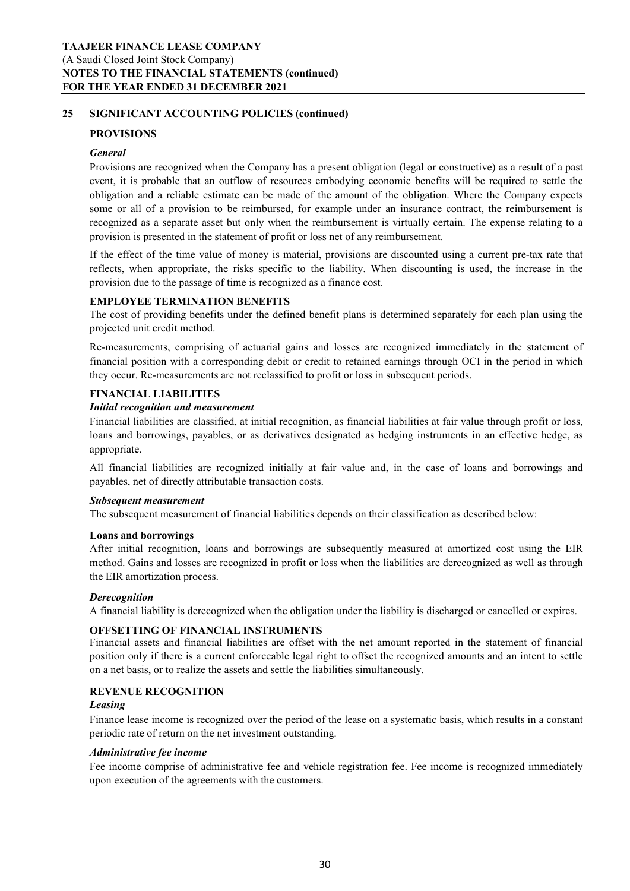## 25 SIGNIFICANT ACCOUNTING POLICIES (continued)

### PROVISIONS

***General***

Provisions are recognized when the Company has a present obligation (legal or constructive) as a result of a past event, it is probable that an outflow of resources embodying economic benefits will be required to settle the obligation and a reliable estimate can be made of the amount of the obligation. Where the Company expects some or all of a provision to be reimbursed, for example under an insurance contract, the reimbursement is recognized as a separate asset but only when the reimbursement is virtually certain. The expense relating to a provision is presented in the statement of profit or loss net of any reimbursement.

If the effect of the time value of money is material, provisions are discounted using a current pre-tax rate that reflects, when appropriate, the risks specific to the liability. When discounting is used, the increase in the provision due to the passage of time is recognized as a finance cost.

### EMPLOYEE TERMINATION BENEFITS

The cost of providing benefits under the defined benefit plans is determined separately for each plan using the projected unit credit method.

Re-measurements, comprising of actuarial gains and losses are recognized immediately in the statement of financial position with a corresponding debit or credit to retained earnings through OCI in the period in which they occur. Re-measurements are not reclassified to profit or loss in subsequent periods.

### FINANCIAL LIABILITIES

***Initial recognition and measurement***

Financial liabilities are classified, at initial recognition, as financial liabilities at fair value through profit or loss, loans and borrowings, payables, or as derivatives designated as hedging instruments in an effective hedge, as appropriate.

All financial liabilities are recognized initially at fair value and, in the case of loans and borrowings and payables, net of directly attributable transaction costs.

***Subsequent measurement***

The subsequent measurement of financial liabilities depends on their classification as described below:

**Loans and borrowings**

After initial recognition, loans and borrowings are subsequently measured at amortized cost using the EIR method. Gains and losses are recognized in profit or loss when the liabilities are derecognized as well as through the EIR amortization process.

***Derecognition***

A financial liability is derecognized when the obligation under the liability is discharged or cancelled or expires.

### OFFSETTING OF FINANCIAL INSTRUMENTS

Financial assets and financial liabilities are offset with the net amount reported in the statement of financial position only if there is a current enforceable legal right to offset the recognized amounts and an intent to settle on a net basis, or to realize the assets and settle the liabilities simultaneously.

### REVENUE RECOGNITION

***Leasing***

Finance lease income is recognized over the period of the lease on a systematic basis, which results in a constant periodic rate of return on the net investment outstanding.

***Administrative fee income***

Fee income comprise of administrative fee and vehicle registration fee. Fee income is recognized immediately upon execution of the agreements with the customers.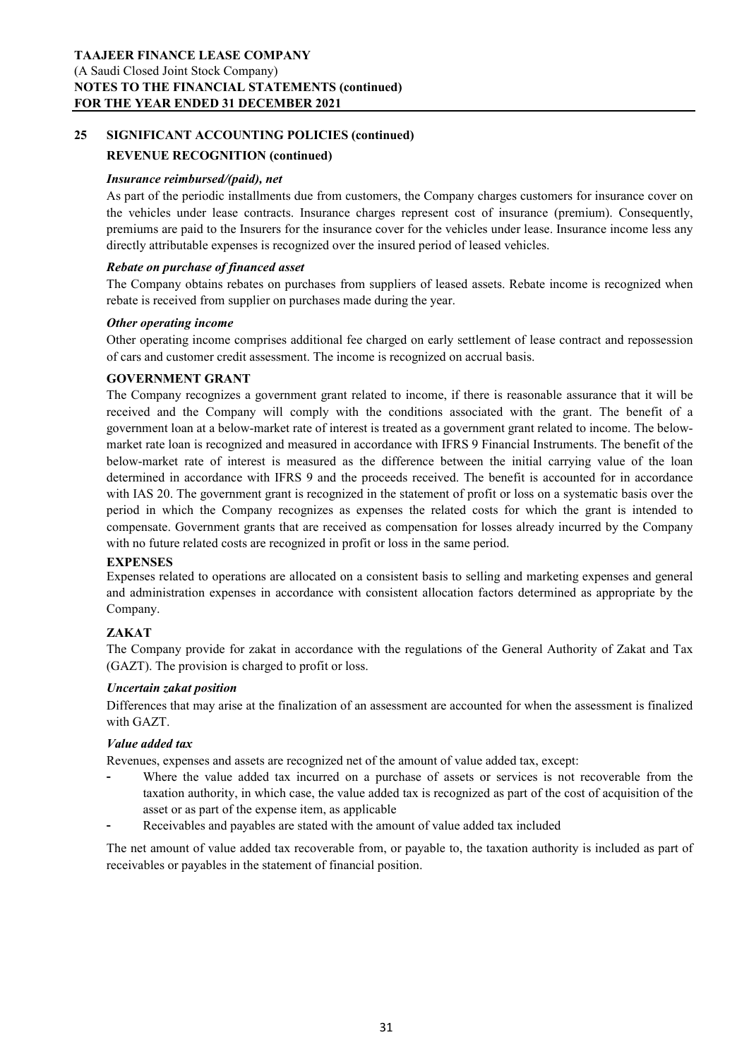## 25 SIGNIFICANT ACCOUNTING POLICIES (continued)

### REVENUE RECOGNITION (continued)

***Insurance reimbursed/(paid), net***

As part of the periodic installments due from customers, the Company charges customers for insurance cover on the vehicles under lease contracts. Insurance charges represent cost of insurance (premium). Consequently, premiums are paid to the Insurers for the insurance cover for the vehicles under lease. Insurance income less any directly attributable expenses is recognized over the insured period of leased vehicles.

***Rebate on purchase of financed asset***

The Company obtains rebates on purchases from suppliers of leased assets. Rebate income is recognized when rebate is received from supplier on purchases made during the year.

***Other operating income***

Other operating income comprises additional fee charged on early settlement of lease contract and repossession of cars and customer credit assessment. The income is recognized on accrual basis.

### GOVERNMENT GRANT

The Company recognizes a government grant related to income, if there is reasonable assurance that it will be received and the Company will comply with the conditions associated with the grant. The benefit of a government loan at a below-market rate of interest is treated as a government grant related to income. The below-market rate loan is recognized and measured in accordance with IFRS 9 Financial Instruments. The benefit of the below-market rate of interest is measured as the difference between the initial carrying value of the loan determined in accordance with IFRS 9 and the proceeds received. The benefit is accounted for in accordance with IAS 20. The government grant is recognized in the statement of profit or loss on a systematic basis over the period in which the Company recognizes as expenses the related costs for which the grant is intended to compensate. Government grants that are received as compensation for losses already incurred by the Company with no future related costs are recognized in profit or loss in the same period.

### EXPENSES

Expenses related to operations are allocated on a consistent basis to selling and marketing expenses and general and administration expenses in accordance with consistent allocation factors determined as appropriate by the Company.

### ZAKAT

The Company provide for zakat in accordance with the regulations of the General Authority of Zakat and Tax (GAZT). The provision is charged to profit or loss.

***Uncertain zakat position***

Differences that may arise at the finalization of an assessment are accounted for when the assessment is finalized with GAZT.

***Value added tax***

Revenues, expenses and assets are recognized net of the amount of value added tax, except:

- Where the value added tax incurred on a purchase of assets or services is not recoverable from the taxation authority, in which case, the value added tax is recognized as part of the cost of acquisition of the asset or as part of the expense item, as applicable
- Receivables and payables are stated with the amount of value added tax included

The net amount of value added tax recoverable from, or payable to, the taxation authority is included as part of receivables or payables in the statement of financial position.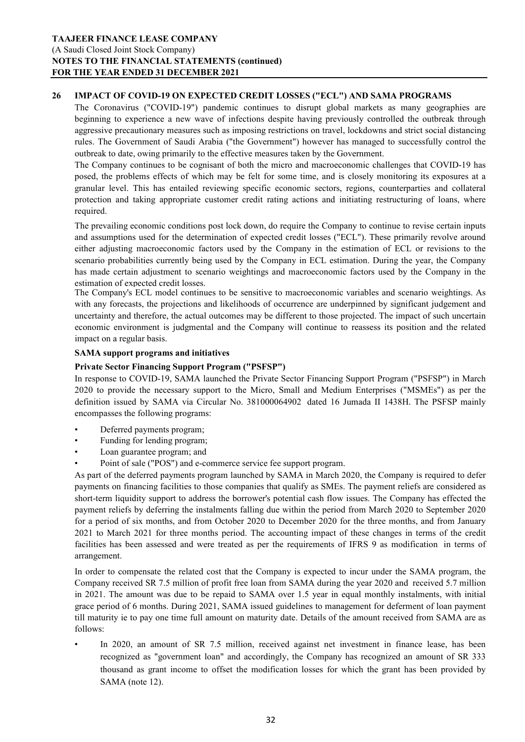## 26 IMPACT OF COVID-19 ON EXPECTED CREDIT LOSSES ("ECL") AND SAMA PROGRAMS

The Coronavirus ("COVID-19") pandemic continues to disrupt global markets as many geographies are beginning to experience a new wave of infections despite having previously controlled the outbreak through aggressive precautionary measures such as imposing restrictions on travel, lockdowns and strict social distancing rules. The Government of Saudi Arabia ("the Government") however has managed to successfully control the outbreak to date, owing primarily to the effective measures taken by the Government.

The Company continues to be cognisant of both the micro and macroeconomic challenges that COVID-19 has posed, the problems effects of which may be felt for some time, and is closely monitoring its exposures at a granular level. This has entailed reviewing specific economic sectors, regions, counterparties and collateral protection and taking appropriate customer credit rating actions and initiating restructuring of loans, where required.

The prevailing economic conditions post lock down, do require the Company to continue to revise certain inputs and assumptions used for the determination of expected credit losses ("ECL"). These primarily revolve around either adjusting macroeconomic factors used by the Company in the estimation of ECL or revisions to the scenario probabilities currently being used by the Company in ECL estimation. During the year, the Company has made certain adjustment to scenario weightings and macroeconomic factors used by the Company in the estimation of expected credit losses.

The Company's ECL model continues to be sensitive to macroeconomic variables and scenario weightings. As with any forecasts, the projections and likelihoods of occurrence are underpinned by significant judgement and uncertainty and therefore, the actual outcomes may be different to those projected. The impact of such uncertain economic environment is judgmental and the Company will continue to reassess its position and the related impact on a regular basis.

### SAMA support programs and initiatives

#### Private Sector Financing Support Program ("PSFSP")

In response to COVID-19, SAMA launched the Private Sector Financing Support Program ("PSFSP") in March 2020 to provide the necessary support to the Micro, Small and Medium Enterprises ("MSMEs") as per the definition issued by SAMA via Circular No. 381000064902 dated 16 Jumada II 1438H. The PSFSP mainly encompasses the following programs:

- Deferred payments program;
- Funding for lending program;
- Loan guarantee program; and
- Point of sale ("POS") and e-commerce service fee support program.

As part of the deferred payments program launched by SAMA in March 2020, the Company is required to defer payments on financing facilities to those companies that qualify as SMEs. The payment reliefs are considered as short-term liquidity support to address the borrower's potential cash flow issues. The Company has effected the payment reliefs by deferring the instalments falling due within the period from March 2020 to September 2020 for a period of six months, and from October 2020 to December 2020 for the three months, and from January 2021 to March 2021 for three months period. The accounting impact of these changes in terms of the credit facilities has been assessed and were treated as per the requirements of IFRS 9 as modification in terms of arrangement.

In order to compensate the related cost that the Company is expected to incur under the SAMA program, the Company received SR 7.5 million of profit free loan from SAMA during the year 2020 and received 5.7 million in 2021. The amount was due to be repaid to SAMA over 1.5 year in equal monthly instalments, with initial grace period of 6 months. During 2021, SAMA issued guidelines to management for deferment of loan payment till maturity ie to pay one time full amount on maturity date. Details of the amount received from SAMA are as follows:

- In 2020, an amount of SR 7.5 million, received against net investment in finance lease, has been recognized as "government loan" and accordingly, the Company has recognized an amount of SR 333 thousand as grant income to offset the modification losses for which the grant has been provided by SAMA (note 12).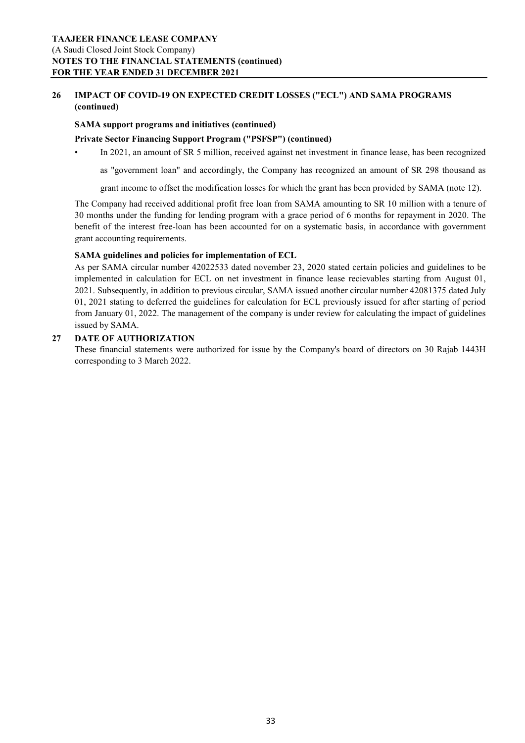## 26 IMPACT OF COVID-19 ON EXPECTED CREDIT LOSSES ("ECL") AND SAMA PROGRAMS (continued)

**SAMA support programs and initiatives (continued)**

**Private Sector Financing Support Program ("PSFSP") (continued)**

- In 2021, an amount of SR 5 million, received against net investment in finance lease, has been recognized as "government loan" and accordingly, the Company has recognized an amount of SR 298 thousand as grant income to offset the modification losses for which the grant has been provided by SAMA (note 12).

The Company had received additional profit free loan from SAMA amounting to SR 10 million with a tenure of 30 months under the funding for lending program with a grace period of 6 months for repayment in 2020. The benefit of the interest free-loan has been accounted for on a systematic basis, in accordance with government grant accounting requirements.

**SAMA guidelines and policies for implementation of ECL**

As per SAMA circular number 42022533 dated november 23, 2020 stated certain policies and guidelines to be implemented in calculation for ECL on net investment in finance lease recievables starting from August 01, 2021. Subsequently, in addition to previous circular, SAMA issued another circular number 42081375 dated July 01, 2021 stating to deferred the guidelines for calculation for ECL previously issued for after starting of period from January 01, 2022. The management of the company is under review for calculating the impact of guidelines issued by SAMA.

## 27 DATE OF AUTHORIZATION

These financial statements were authorized for issue by the Company's board of directors on 30 Rajab 1443H corresponding to 3 March 2022.